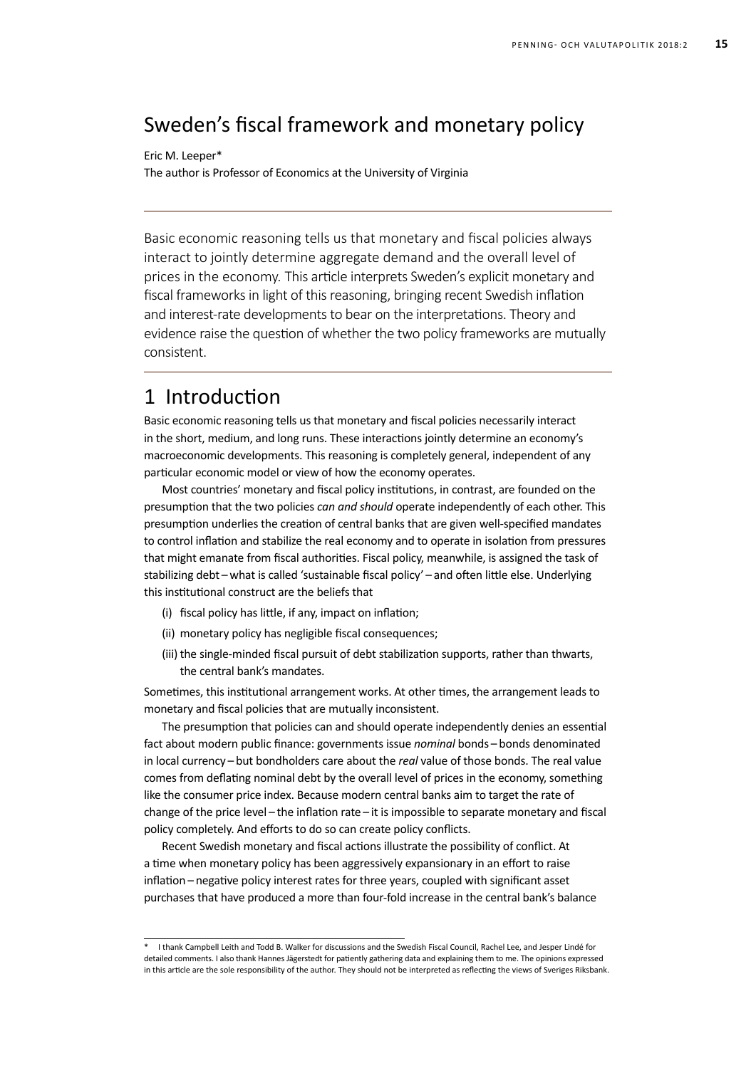# Sweden's fiscal framework and monetary policy

Eric M. Leeper*

The author is Professor of Economics at the University of Virginia

---

Basic economic reasoning tells us that monetary and fiscal policies always interact to jointly determine aggregate demand and the overall level of prices in the economy. This article interprets Sweden's explicit monetary and fiscal frameworks in light of this reasoning, bringing recent Swedish inflation and interest-rate developments to bear on the interpretations. Theory and evidence raise the question of whether the two policy frameworks are mutually consistent.

---

## 1 Introduction

Basic economic reasoning tells us that monetary and fiscal policies necessarily interact in the short, medium, and long runs. These interactions jointly determine an economy's macroeconomic developments. This reasoning is completely general, independent of any particular economic model or view of how the economy operates.

Most countries' monetary and fiscal policy institutions, in contrast, are founded on the presumption that the two policies *can and should* operate independently of each other. This presumption underlies the creation of central banks that are given well-specified mandates to control inflation and stabilize the real economy and to operate in isolation from pressures that might emanate from fiscal authorities. Fiscal policy, meanwhile, is assigned the task of stabilizing debt – what is called 'sustainable fiscal policy' – and often little else. Underlying this institutional construct are the beliefs that

(i) fiscal policy has little, if any, impact on inflation;

(ii) monetary policy has negligible fiscal consequences;

(iii) the single-minded fiscal pursuit of debt stabilization supports, rather than thwarts, the central bank's mandates.

Sometimes, this institutional arrangement works. At other times, the arrangement leads to monetary and fiscal policies that are mutually inconsistent.

The presumption that policies can and should operate independently denies an essential fact about modern public finance: governments issue *nominal* bonds – bonds denominated in local currency – but bondholders care about the *real* value of those bonds. The real value comes from deflating nominal debt by the overall level of prices in the economy, something like the consumer price index. Because modern central banks aim to target the rate of change of the price level – the inflation rate – it is impossible to separate monetary and fiscal policy completely. And efforts to do so can create policy conflicts.

Recent Swedish monetary and fiscal actions illustrate the possibility of conflict. At a time when monetary policy has been aggressively expansionary in an effort to raise inflation – negative policy interest rates for three years, coupled with significant asset purchases that have produced a more than four-fold increase in the central bank's balance

---

\* I thank Campbell Leith and Todd B. Walker for discussions and the Swedish Fiscal Council, Rachel Lee, and Jesper Lindé for detailed comments. I also thank Hannes Jägerstedt for patiently gathering data and explaining them to me. The opinions expressed in this article are the sole responsibility of the author. They should not be interpreted as reflecting the views of Sveriges Riksbank.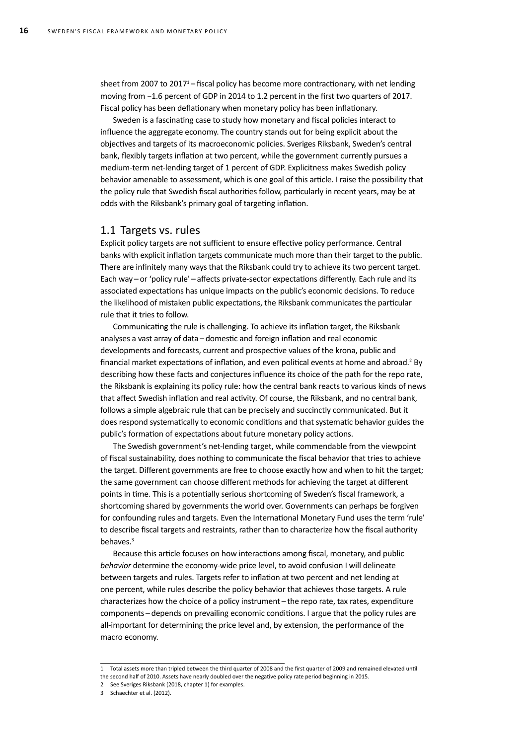sheet from 2007 to 2017[1] – fiscal policy has become more contractionary, with net lending moving from −1.6 percent of GDP in 2014 to 1.2 percent in the first two quarters of 2017. Fiscal policy has been deflationary when monetary policy has been inflationary.

Sweden is a fascinating case to study how monetary and fiscal policies interact to influence the aggregate economy. The country stands out for being explicit about the objectives and targets of its macroeconomic policies. Sveriges Riksbank, Sweden's central bank, flexibly targets inflation at two percent, while the government currently pursues a medium-term net-lending target of 1 percent of GDP. Explicitness makes Swedish policy behavior amenable to assessment, which is one goal of this article. I raise the possibility that the policy rule that Swedish fiscal authorities follow, particularly in recent years, may be at odds with the Riksbank's primary goal of targeting inflation.

## 1.1 Targets vs. rules

Explicit policy targets are not sufficient to ensure effective policy performance. Central banks with explicit inflation targets communicate much more than their target to the public. There are infinitely many ways that the Riksbank could try to achieve its two percent target. Each way – or 'policy rule' – affects private-sector expectations differently. Each rule and its associated expectations has unique impacts on the public's economic decisions. To reduce the likelihood of mistaken public expectations, the Riksbank communicates the particular rule that it tries to follow.

Communicating the rule is challenging. To achieve its inflation target, the Riksbank analyses a vast array of data – domestic and foreign inflation and real economic developments and forecasts, current and prospective values of the krona, public and financial market expectations of inflation, and even political events at home and abroad.[2] By describing how these facts and conjectures influence its choice of the path for the repo rate, the Riksbank is explaining its policy rule: how the central bank reacts to various kinds of news that affect Swedish inflation and real activity. Of course, the Riksbank, and no central bank, follows a simple algebraic rule that can be precisely and succinctly communicated. But it does respond systematically to economic conditions and that systematic behavior guides the public's formation of expectations about future monetary policy actions.

The Swedish government's net-lending target, while commendable from the viewpoint of fiscal sustainability, does nothing to communicate the fiscal behavior that tries to achieve the target. Different governments are free to choose exactly how and when to hit the target; the same government can choose different methods for achieving the target at different points in time. This is a potentially serious shortcoming of Sweden's fiscal framework, a shortcoming shared by governments the world over. Governments can perhaps be forgiven for confounding rules and targets. Even the International Monetary Fund uses the term 'rule' to describe fiscal targets and restraints, rather than to characterize how the fiscal authority behaves.[3]

Because this article focuses on how interactions among fiscal, monetary, and public *behavior* determine the economy-wide price level, to avoid confusion I will delineate between targets and rules. Targets refer to inflation at two percent and net lending at one percent, while rules describe the policy behavior that achieves those targets. A rule characterizes how the choice of a policy instrument – the repo rate, tax rates, expenditure components – depends on prevailing economic conditions. I argue that the policy rules are all-important for determining the price level and, by extension, the performance of the macro economy.

---

1 Total assets more than tripled between the third quarter of 2008 and the first quarter of 2009 and remained elevated until the second half of 2010. Assets have nearly doubled over the negative policy rate period beginning in 2015.

2 See Sveriges Riksbank (2018, chapter 1) for examples.

3 Schaechter et al. (2012).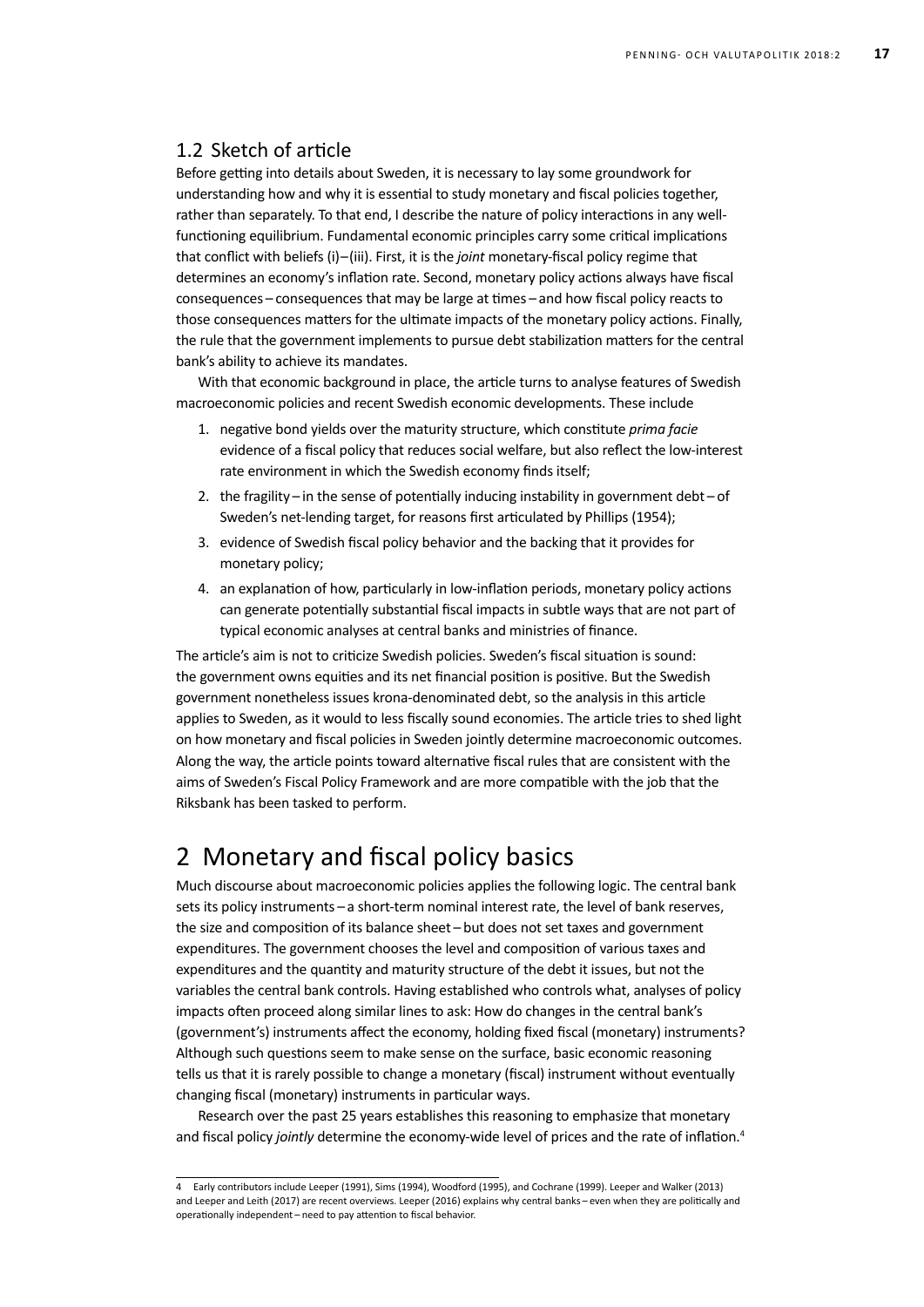## 1.2 Sketch of article

Before getting into details about Sweden, it is necessary to lay some groundwork for understanding how and why it is essential to study monetary and fiscal policies together, rather than separately. To that end, I describe the nature of policy interactions in any well-functioning equilibrium. Fundamental economic principles carry some critical implications that conflict with beliefs (i)–(iii). First, it is the *joint* monetary-fiscal policy regime that determines an economy's inflation rate. Second, monetary policy actions always have fiscal consequences – consequences that may be large at times – and how fiscal policy reacts to those consequences matters for the ultimate impacts of the monetary policy actions. Finally, the rule that the government implements to pursue debt stabilization matters for the central bank's ability to achieve its mandates.

With that economic background in place, the article turns to analyse features of Swedish macroeconomic policies and recent Swedish economic developments. These include

1. negative bond yields over the maturity structure, which constitute *prima facie* evidence of a fiscal policy that reduces social welfare, but also reflect the low-interest rate environment in which the Swedish economy finds itself;
2. the fragility – in the sense of potentially inducing instability in government debt – of Sweden's net-lending target, for reasons first articulated by Phillips (1954);
3. evidence of Swedish fiscal policy behavior and the backing that it provides for monetary policy;
4. an explanation of how, particularly in low-inflation periods, monetary policy actions can generate potentially substantial fiscal impacts in subtle ways that are not part of typical economic analyses at central banks and ministries of finance.

The article's aim is not to criticize Swedish policies. Sweden's fiscal situation is sound: the government owns equities and its net financial position is positive. But the Swedish government nonetheless issues krona-denominated debt, so the analysis in this article applies to Sweden, as it would to less fiscally sound economies. The article tries to shed light on how monetary and fiscal policies in Sweden jointly determine macroeconomic outcomes. Along the way, the article points toward alternative fiscal rules that are consistent with the aims of Sweden's Fiscal Policy Framework and are more compatible with the job that the Riksbank has been tasked to perform.

# 2 Monetary and fiscal policy basics

Much discourse about macroeconomic policies applies the following logic. The central bank sets its policy instruments – a short-term nominal interest rate, the level of bank reserves, the size and composition of its balance sheet – but does not set taxes and government expenditures. The government chooses the level and composition of various taxes and expenditures and the quantity and maturity structure of the debt it issues, but not the variables the central bank controls. Having established who controls what, analyses of policy impacts often proceed along similar lines to ask: How do changes in the central bank's (government's) instruments affect the economy, holding fixed fiscal (monetary) instruments? Although such questions seem to make sense on the surface, basic economic reasoning tells us that it is rarely possible to change a monetary (fiscal) instrument without eventually changing fiscal (monetary) instruments in particular ways.

Research over the past 25 years establishes this reasoning to emphasize that monetary and fiscal policy *jointly* determine the economy-wide level of prices and the rate of inflation.[4]

4 Early contributors include Leeper (1991), Sims (1994), Woodford (1995), and Cochrane (1999). Leeper and Walker (2013) and Leeper and Leith (2017) are recent overviews. Leeper (2016) explains why central banks – even when they are politically and operationally independent – need to pay attention to fiscal behavior.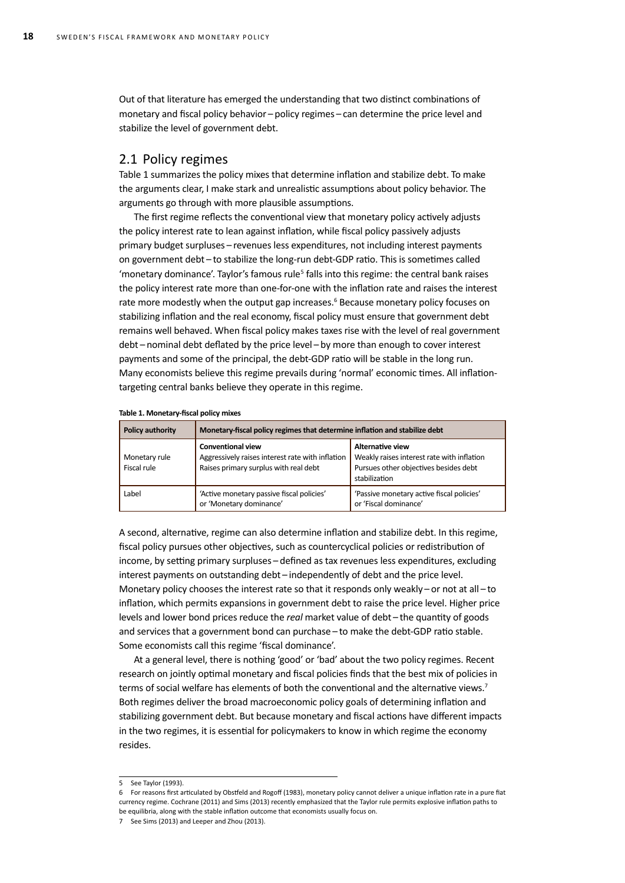Out of that literature has emerged the understanding that two distinct combinations of monetary and fiscal policy behavior – policy regimes – can determine the price level and stabilize the level of government debt.

## 2.1 Policy regimes

Table 1 summarizes the policy mixes that determine inflation and stabilize debt. To make the arguments clear, I make stark and unrealistic assumptions about policy behavior. The arguments go through with more plausible assumptions.

The first regime reflects the conventional view that monetary policy actively adjusts the policy interest rate to lean against inflation, while fiscal policy passively adjusts primary budget surpluses – revenues less expenditures, not including interest payments on government debt – to stabilize the long-run debt-GDP ratio. This is sometimes called 'monetary dominance'. Taylor's famous rule[5] falls into this regime: the central bank raises the policy interest rate more than one-for-one with the inflation rate and raises the interest rate more modestly when the output gap increases.[6] Because monetary policy focuses on stabilizing inflation and the real economy, fiscal policy must ensure that government debt remains well behaved. When fiscal policy makes taxes rise with the level of real government debt – nominal debt deflated by the price level – by more than enough to cover interest payments and some of the principal, the debt-GDP ratio will be stable in the long run. Many economists believe this regime prevails during 'normal' economic times. All inflation-targeting central banks believe they operate in this regime.

**Table 1. Monetary-fiscal policy mixes**

| Policy authority | Monetary-fiscal policy regimes that determine inflation and stabilize debt | |
|---|---|---|
| Monetary rule<br>Fiscal rule | **Conventional view**<br>Aggressively raises interest rate with inflation<br>Raises primary surplus with real debt | **Alternative view**<br>Weakly raises interest rate with inflation<br>Pursues other objectives besides debt stabilization |
| Label | 'Active monetary passive fiscal policies' or 'Monetary dominance' | 'Passive monetary active fiscal policies' or 'Fiscal dominance' |

A second, alternative, regime can also determine inflation and stabilize debt. In this regime, fiscal policy pursues other objectives, such as countercyclical policies or redistribution of income, by setting primary surpluses – defined as tax revenues less expenditures, excluding interest payments on outstanding debt – independently of debt and the price level. Monetary policy chooses the interest rate so that it responds only weakly – or not at all – to inflation, which permits expansions in government debt to raise the price level. Higher price levels and lower bond prices reduce the *real* market value of debt – the quantity of goods and services that a government bond can purchase – to make the debt-GDP ratio stable. Some economists call this regime 'fiscal dominance'.

At a general level, there is nothing 'good' or 'bad' about the two policy regimes. Recent research on jointly optimal monetary and fiscal policies finds that the best mix of policies in terms of social welfare has elements of both the conventional and the alternative views.[7] Both regimes deliver the broad macroeconomic policy goals of determining inflation and stabilizing government debt. But because monetary and fiscal actions have different impacts in the two regimes, it is essential for policymakers to know in which regime the economy resides.

---

5 See Taylor (1993).

6 For reasons first articulated by Obstfeld and Rogoff (1983), monetary policy cannot deliver a unique inflation rate in a pure fiat currency regime. Cochrane (2011) and Sims (2013) recently emphasized that the Taylor rule permits explosive inflation paths to be equilibria, along with the stable inflation outcome that economists usually focus on.

7 See Sims (2013) and Leeper and Zhou (2013).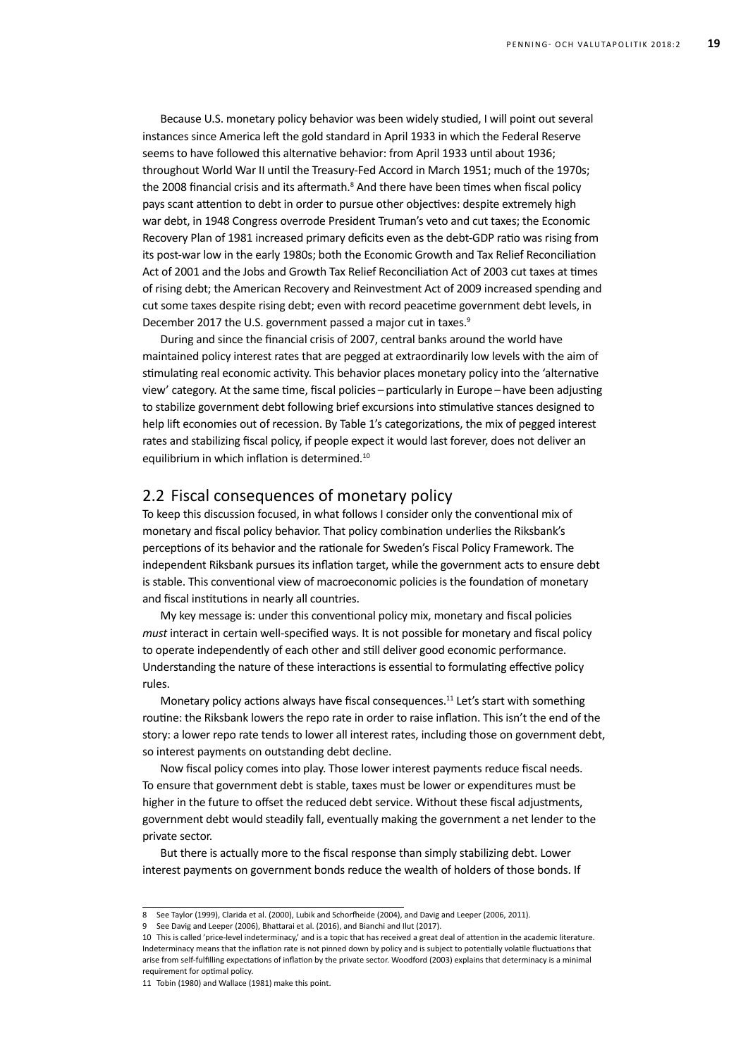Because U.S. monetary policy behavior was been widely studied, I will point out several instances since America left the gold standard in April 1933 in which the Federal Reserve seems to have followed this alternative behavior: from April 1933 until about 1936; throughout World War II until the Treasury-Fed Accord in March 1951; much of the 1970s; the 2008 financial crisis and its aftermath.[8] And there have been times when fiscal policy pays scant attention to debt in order to pursue other objectives: despite extremely high war debt, in 1948 Congress overrode President Truman's veto and cut taxes; the Economic Recovery Plan of 1981 increased primary deficits even as the debt-GDP ratio was rising from its post-war low in the early 1980s; both the Economic Growth and Tax Relief Reconciliation Act of 2001 and the Jobs and Growth Tax Relief Reconciliation Act of 2003 cut taxes at times of rising debt; the American Recovery and Reinvestment Act of 2009 increased spending and cut some taxes despite rising debt; even with record peacetime government debt levels, in December 2017 the U.S. government passed a major cut in taxes.[9]

During and since the financial crisis of 2007, central banks around the world have maintained policy interest rates that are pegged at extraordinarily low levels with the aim of stimulating real economic activity. This behavior places monetary policy into the 'alternative view' category. At the same time, fiscal policies – particularly in Europe – have been adjusting to stabilize government debt following brief excursions into stimulative stances designed to help lift economies out of recession. By Table 1's categorizations, the mix of pegged interest rates and stabilizing fiscal policy, if people expect it would last forever, does not deliver an equilibrium in which inflation is determined.[10]

## 2.2 Fiscal consequences of monetary policy

To keep this discussion focused, in what follows I consider only the conventional mix of monetary and fiscal policy behavior. That policy combination underlies the Riksbank's perceptions of its behavior and the rationale for Sweden's Fiscal Policy Framework. The independent Riksbank pursues its inflation target, while the government acts to ensure debt is stable. This conventional view of macroeconomic policies is the foundation of monetary and fiscal institutions in nearly all countries.

My key message is: under this conventional policy mix, monetary and fiscal policies *must* interact in certain well-specified ways. It is not possible for monetary and fiscal policy to operate independently of each other and still deliver good economic performance. Understanding the nature of these interactions is essential to formulating effective policy rules.

Monetary policy actions always have fiscal consequences.[11] Let's start with something routine: the Riksbank lowers the repo rate in order to raise inflation. This isn't the end of the story: a lower repo rate tends to lower all interest rates, including those on government debt, so interest payments on outstanding debt decline.

Now fiscal policy comes into play. Those lower interest payments reduce fiscal needs. To ensure that government debt is stable, taxes must be lower or expenditures must be higher in the future to offset the reduced debt service. Without these fiscal adjustments, government debt would steadily fall, eventually making the government a net lender to the private sector.

But there is actually more to the fiscal response than simply stabilizing debt. Lower interest payments on government bonds reduce the wealth of holders of those bonds. If

---

8 See Taylor (1999), Clarida et al. (2000), Lubik and Schorfheide (2004), and Davig and Leeper (2006, 2011).

9 See Davig and Leeper (2006), Bhattarai et al. (2016), and Bianchi and Ilut (2017).

10 This is called 'price-level indeterminacy,' and is a topic that has received a great deal of attention in the academic literature. Indeterminacy means that the inflation rate is not pinned down by policy and is subject to potentially volatile fluctuations that arise from self-fulfilling expectations of inflation by the private sector. Woodford (2003) explains that determinacy is a minimal requirement for optimal policy.

11 Tobin (1980) and Wallace (1981) make this point.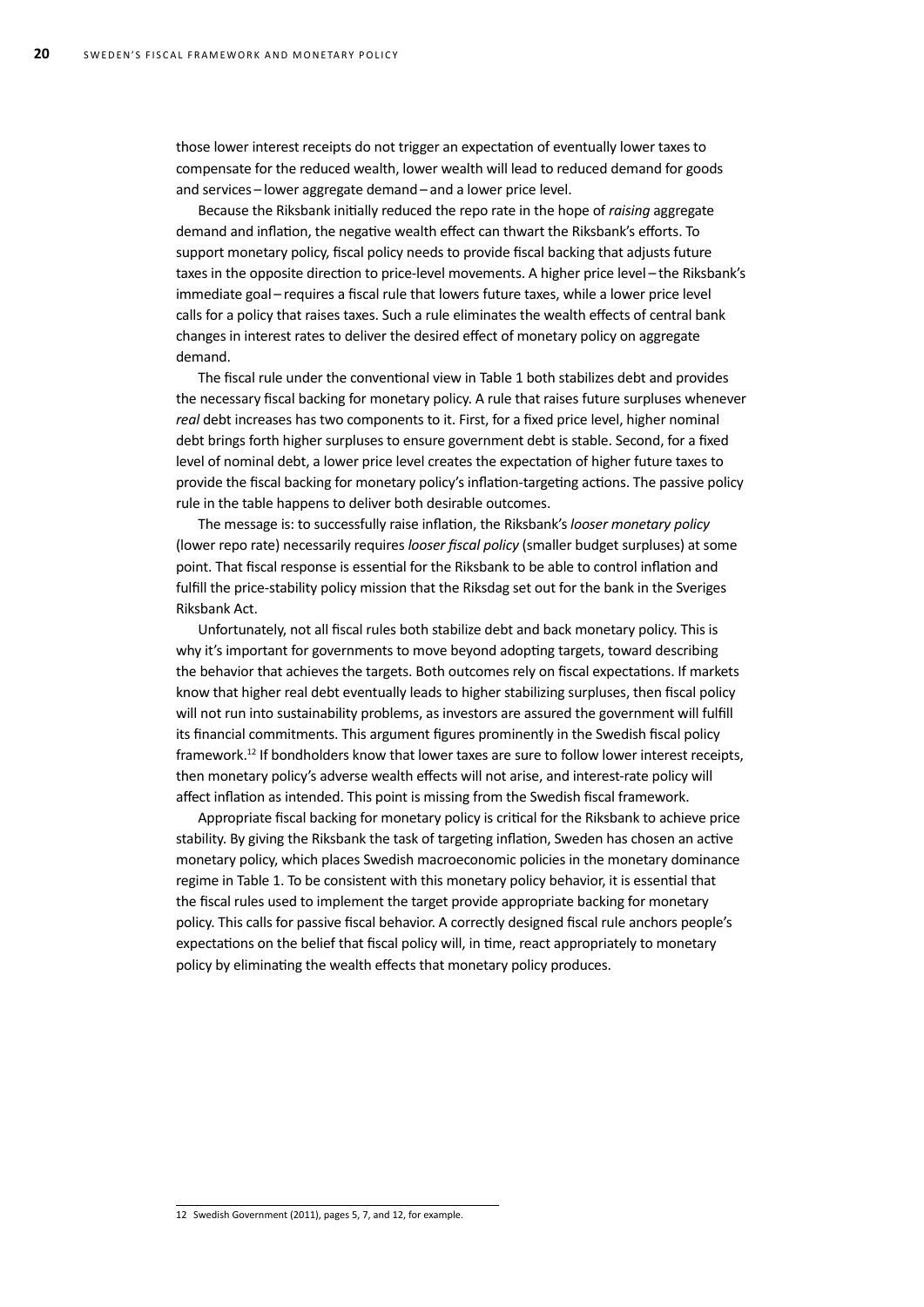those lower interest receipts do not trigger an expectation of eventually lower taxes to compensate for the reduced wealth, lower wealth will lead to reduced demand for goods and services – lower aggregate demand – and a lower price level.

Because the Riksbank initially reduced the repo rate in the hope of *raising* aggregate demand and inflation, the negative wealth effect can thwart the Riksbank's efforts. To support monetary policy, fiscal policy needs to provide fiscal backing that adjusts future taxes in the opposite direction to price-level movements. A higher price level – the Riksbank's immediate goal – requires a fiscal rule that lowers future taxes, while a lower price level calls for a policy that raises taxes. Such a rule eliminates the wealth effects of central bank changes in interest rates to deliver the desired effect of monetary policy on aggregate demand.

The fiscal rule under the conventional view in Table 1 both stabilizes debt and provides the necessary fiscal backing for monetary policy. A rule that raises future surpluses whenever *real* debt increases has two components to it. First, for a fixed price level, higher nominal debt brings forth higher surpluses to ensure government debt is stable. Second, for a fixed level of nominal debt, a lower price level creates the expectation of higher future taxes to provide the fiscal backing for monetary policy's inflation-targeting actions. The passive policy rule in the table happens to deliver both desirable outcomes.

The message is: to successfully raise inflation, the Riksbank's *looser monetary policy* (lower repo rate) necessarily requires *looser fiscal policy* (smaller budget surpluses) at some point. That fiscal response is essential for the Riksbank to be able to control inflation and fulfill the price-stability policy mission that the Riksdag set out for the bank in the Sveriges Riksbank Act.

Unfortunately, not all fiscal rules both stabilize debt and back monetary policy. This is why it's important for governments to move beyond adopting targets, toward describing the behavior that achieves the targets. Both outcomes rely on fiscal expectations. If markets know that higher real debt eventually leads to higher stabilizing surpluses, then fiscal policy will not run into sustainability problems, as investors are assured the government will fulfill its financial commitments. This argument figures prominently in the Swedish fiscal policy framework.[12] If bondholders know that lower taxes are sure to follow lower interest receipts, then monetary policy's adverse wealth effects will not arise, and interest-rate policy will affect inflation as intended. This point is missing from the Swedish fiscal framework.

Appropriate fiscal backing for monetary policy is critical for the Riksbank to achieve price stability. By giving the Riksbank the task of targeting inflation, Sweden has chosen an active monetary policy, which places Swedish macroeconomic policies in the monetary dominance regime in Table 1. To be consistent with this monetary policy behavior, it is essential that the fiscal rules used to implement the target provide appropriate backing for monetary policy. This calls for passive fiscal behavior. A correctly designed fiscal rule anchors people's expectations on the belief that fiscal policy will, in time, react appropriately to monetary policy by eliminating the wealth effects that monetary policy produces.

---

12 Swedish Government (2011), pages 5, 7, and 12, for example.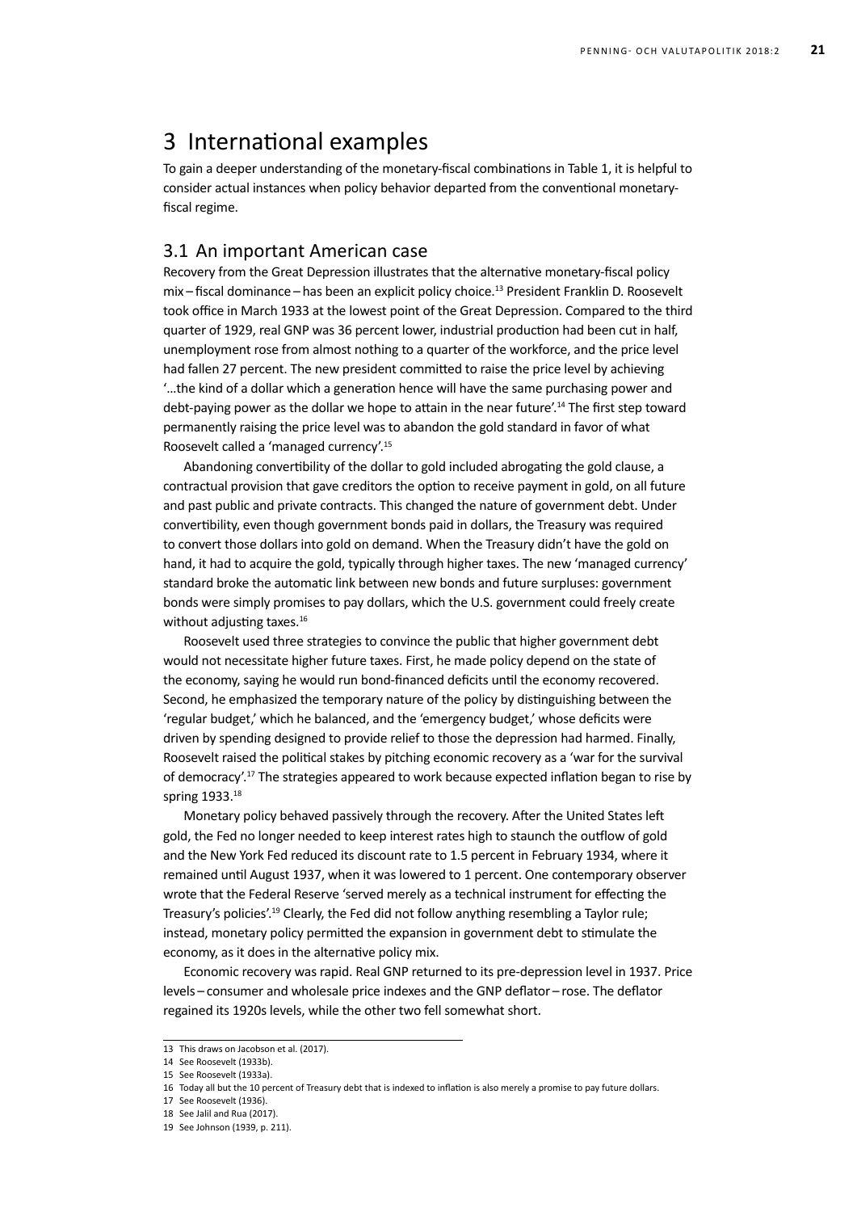# 3 International examples

To gain a deeper understanding of the monetary-fiscal combinations in Table 1, it is helpful to consider actual instances when policy behavior departed from the conventional monetary-fiscal regime.

## 3.1 An important American case

Recovery from the Great Depression illustrates that the alternative monetary-fiscal policy mix – fiscal dominance – has been an explicit policy choice.[13] President Franklin D. Roosevelt took office in March 1933 at the lowest point of the Great Depression. Compared to the third quarter of 1929, real GNP was 36 percent lower, industrial production had been cut in half, unemployment rose from almost nothing to a quarter of the workforce, and the price level had fallen 27 percent. The new president committed to raise the price level by achieving '…the kind of a dollar which a generation hence will have the same purchasing power and debt-paying power as the dollar we hope to attain in the near future'.[14] The first step toward permanently raising the price level was to abandon the gold standard in favor of what Roosevelt called a 'managed currency'.[15]

Abandoning convertibility of the dollar to gold included abrogating the gold clause, a contractual provision that gave creditors the option to receive payment in gold, on all future and past public and private contracts. This changed the nature of government debt. Under convertibility, even though government bonds paid in dollars, the Treasury was required to convert those dollars into gold on demand. When the Treasury didn't have the gold on hand, it had to acquire the gold, typically through higher taxes. The new 'managed currency' standard broke the automatic link between new bonds and future surpluses: government bonds were simply promises to pay dollars, which the U.S. government could freely create without adjusting taxes.[16]

Roosevelt used three strategies to convince the public that higher government debt would not necessitate higher future taxes. First, he made policy depend on the state of the economy, saying he would run bond-financed deficits until the economy recovered. Second, he emphasized the temporary nature of the policy by distinguishing between the 'regular budget,' which he balanced, and the 'emergency budget,' whose deficits were driven by spending designed to provide relief to those the depression had harmed. Finally, Roosevelt raised the political stakes by pitching economic recovery as a 'war for the survival of democracy'.[17] The strategies appeared to work because expected inflation began to rise by spring 1933.[18]

Monetary policy behaved passively through the recovery. After the United States left gold, the Fed no longer needed to keep interest rates high to staunch the outflow of gold and the New York Fed reduced its discount rate to 1.5 percent in February 1934, where it remained until August 1937, when it was lowered to 1 percent. One contemporary observer wrote that the Federal Reserve 'served merely as a technical instrument for effecting the Treasury's policies'.[19] Clearly, the Fed did not follow anything resembling a Taylor rule; instead, monetary policy permitted the expansion in government debt to stimulate the economy, as it does in the alternative policy mix.

Economic recovery was rapid. Real GNP returned to its pre-depression level in 1937. Price levels – consumer and wholesale price indexes and the GNP deflator – rose. The deflator regained its 1920s levels, while the other two fell somewhat short.

---

13 This draws on Jacobson et al. (2017).

14 See Roosevelt (1933b).

15 See Roosevelt (1933a).

16 Today all but the 10 percent of Treasury debt that is indexed to inflation is also merely a promise to pay future dollars.

17 See Roosevelt (1936).

18 See Jalil and Rua (2017).

19 See Johnson (1939, p. 211).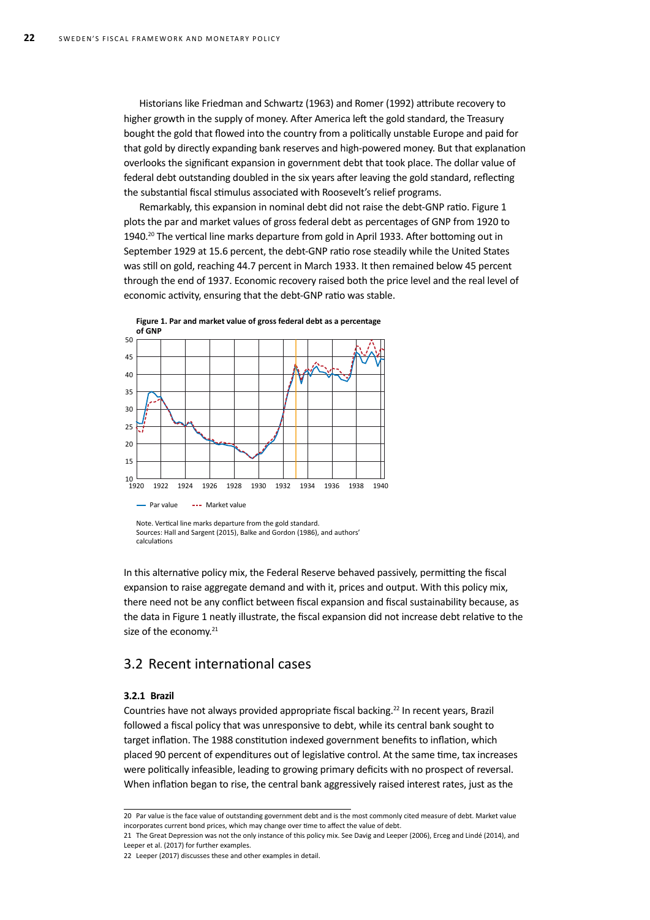Historians like Friedman and Schwartz (1963) and Romer (1992) attribute recovery to higher growth in the supply of money. After America left the gold standard, the Treasury bought the gold that flowed into the country from a politically unstable Europe and paid for that gold by directly expanding bank reserves and high-powered money. But that explanation overlooks the significant expansion in government debt that took place. The dollar value of federal debt outstanding doubled in the six years after leaving the gold standard, reflecting the substantial fiscal stimulus associated with Roosevelt's relief programs.

Remarkably, this expansion in nominal debt did not raise the debt-GNP ratio. Figure 1 plots the par and market values of gross federal debt as percentages of GNP from 1920 to 1940.[20] The vertical line marks departure from gold in April 1933. After bottoming out in September 1929 at 15.6 percent, the debt-GNP ratio rose steadily while the United States was still on gold, reaching 44.7 percent in March 1933. It then remained below 45 percent through the end of 1937. Economic recovery raised both the price level and the real level of economic activity, ensuring that the debt-GNP ratio was stable.

**Figure 1. Par and market value of gross federal debt as a percentage of GNP**

Note. Vertical line marks departure from the gold standard.
Sources: Hall and Sargent (2015), Balke and Gordon (1986), and authors' calculations

In this alternative policy mix, the Federal Reserve behaved passively, permitting the fiscal expansion to raise aggregate demand and with it, prices and output. With this policy mix, there need not be any conflict between fiscal expansion and fiscal sustainability because, as the data in Figure 1 neatly illustrate, the fiscal expansion did not increase debt relative to the size of the economy.[21]

## 3.2 Recent international cases

### 3.2.1 Brazil

Countries have not always provided appropriate fiscal backing.[22] In recent years, Brazil followed a fiscal policy that was unresponsive to debt, while its central bank sought to target inflation. The 1988 constitution indexed government benefits to inflation, which placed 90 percent of expenditures out of legislative control. At the same time, tax increases were politically infeasible, leading to growing primary deficits with no prospect of reversal. When inflation began to rise, the central bank aggressively raised interest rates, just as the

---

20 Par value is the face value of outstanding government debt and is the most commonly cited measure of debt. Market value incorporates current bond prices, which may change over time to affect the value of debt.

21 The Great Depression was not the only instance of this policy mix. See Davig and Leeper (2006), Erceg and Lindé (2014), and Leeper et al. (2017) for further examples.

22 Leeper (2017) discusses these and other examples in detail.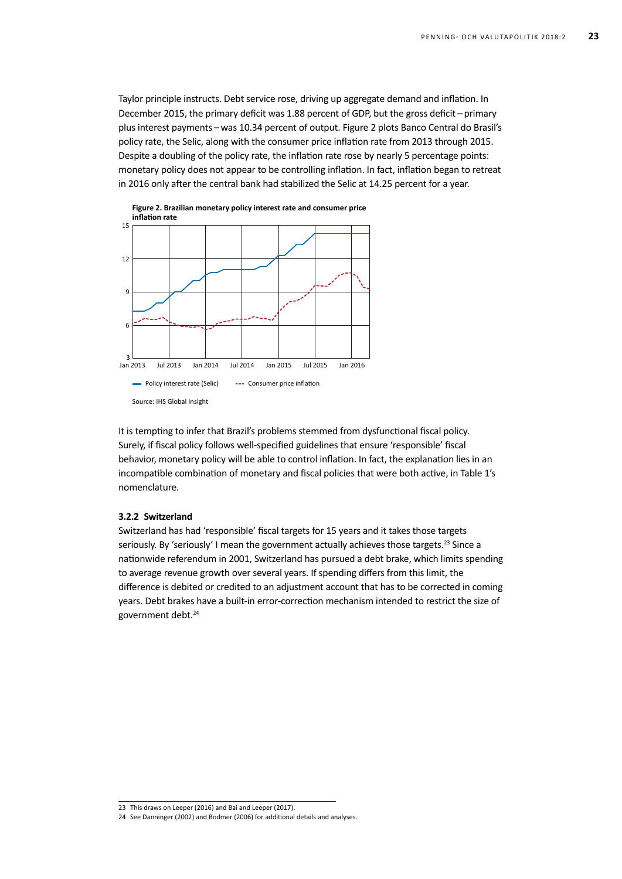Taylor principle instructs. Debt service rose, driving up aggregate demand and inflation. In December 2015, the primary deficit was 1.88 percent of GDP, but the gross deficit – primary plus interest payments – was 10.34 percent of output. Figure 2 plots Banco Central do Brasil's policy rate, the Selic, along with the consumer price inflation rate from 2013 through 2015. Despite a doubling of the policy rate, the inflation rate rose by nearly 5 percentage points: monetary policy does not appear to be controlling inflation. In fact, inflation began to retreat in 2016 only after the central bank had stabilized the Selic at 14.25 percent for a year.

**Figure 2. Brazilian monetary policy interest rate and consumer price inflation rate**

Source: IHS Global Insight

It is tempting to infer that Brazil's problems stemmed from dysfunctional fiscal policy. Surely, if fiscal policy follows well-specified guidelines that ensure 'responsible' fiscal behavior, monetary policy will be able to control inflation. In fact, the explanation lies in an incompatible combination of monetary and fiscal policies that were both active, in Table 1's nomenclature.

### 3.2.2 Switzerland

Switzerland has had 'responsible' fiscal targets for 15 years and it takes those targets seriously. By 'seriously' I mean the government actually achieves those targets.[23] Since a nationwide referendum in 2001, Switzerland has pursued a debt brake, which limits spending to average revenue growth over several years. If spending differs from this limit, the difference is debited or credited to an adjustment account that has to be corrected in coming years. Debt brakes have a built-in error-correction mechanism intended to restrict the size of government debt.[24]

---

23 This draws on Leeper (2016) and Bai and Leeper (2017).

24 See Danninger (2002) and Bodmer (2006) for additional details and analyses.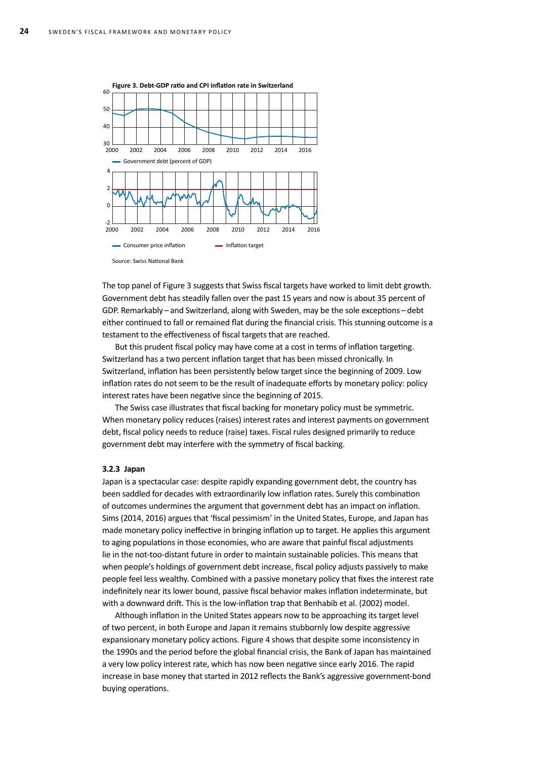**Figure 3. Debt-GDP ratio and CPI inflation rate in Switzerland**

Source: Swiss National Bank

The top panel of Figure 3 suggests that Swiss fiscal targets have worked to limit debt growth. Government debt has steadily fallen over the past 15 years and now is about 35 percent of GDP. Remarkably – and Switzerland, along with Sweden, may be the sole exceptions – debt either continued to fall or remained flat during the financial crisis. This stunning outcome is a testament to the effectiveness of fiscal targets that are reached.

But this prudent fiscal policy may have come at a cost in terms of inflation targeting. Switzerland has a two percent inflation target that has been missed chronically. In Switzerland, inflation has been persistently below target since the beginning of 2009. Low inflation rates do not seem to be the result of inadequate efforts by monetary policy: policy interest rates have been negative since the beginning of 2015.

The Swiss case illustrates that fiscal backing for monetary policy must be symmetric. When monetary policy reduces (raises) interest rates and interest payments on government debt, fiscal policy needs to reduce (raise) taxes. Fiscal rules designed primarily to reduce government debt may interfere with the symmetry of fiscal backing.

### 3.2.3 Japan

Japan is a spectacular case: despite rapidly expanding government debt, the country has been saddled for decades with extraordinarily low inflation rates. Surely this combination of outcomes undermines the argument that government debt has an impact on inflation. Sims (2014, 2016) argues that 'fiscal pessimism' in the United States, Europe, and Japan has made monetary policy ineffective in bringing inflation up to target. He applies this argument to aging populations in those economies, who are aware that painful fiscal adjustments lie in the not-too-distant future in order to maintain sustainable policies. This means that when people's holdings of government debt increase, fiscal policy adjusts passively to make people feel less wealthy. Combined with a passive monetary policy that fixes the interest rate indefinitely near its lower bound, passive fiscal behavior makes inflation indeterminate, but with a downward drift. This is the low-inflation trap that Benhabib et al. (2002) model.

Although inflation in the United States appears now to be approaching its target level of two percent, in both Europe and Japan it remains stubbornly low despite aggressive expansionary monetary policy actions. Figure 4 shows that despite some inconsistency in the 1990s and the period before the global financial crisis, the Bank of Japan has maintained a very low policy interest rate, which has now been negative since early 2016. The rapid increase in base money that started in 2012 reflects the Bank's aggressive government-bond buying operations.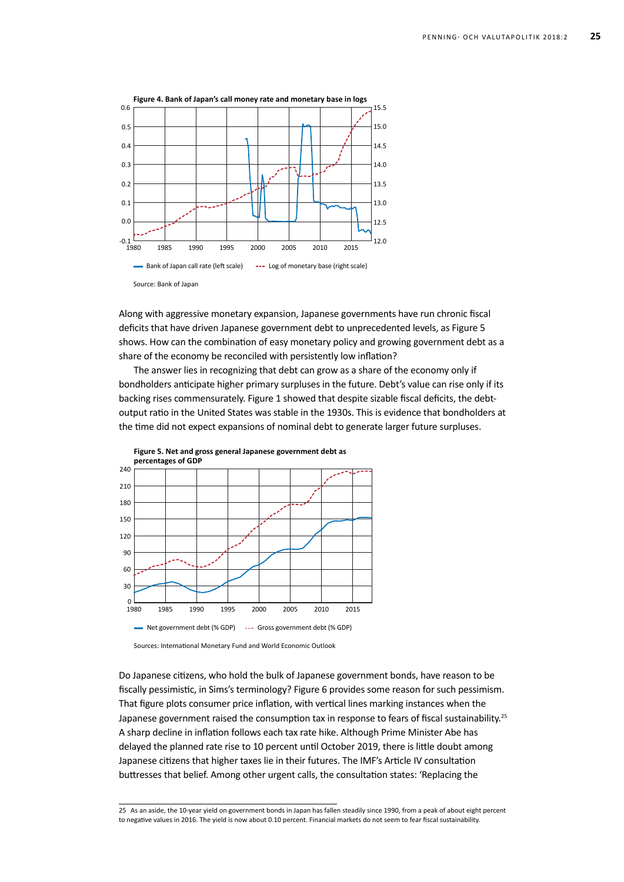**Figure 4. Bank of Japan's call money rate and monetary base in logs**

Bank of Japan call rate (left scale) — Log of monetary base (right scale)

Source: Bank of Japan

Along with aggressive monetary expansion, Japanese governments have run chronic fiscal deficits that have driven Japanese government debt to unprecedented levels, as Figure 5 shows. How can the combination of easy monetary policy and growing government debt as a share of the economy be reconciled with persistently low inflation?

The answer lies in recognizing that debt can grow as a share of the economy only if bondholders anticipate higher primary surpluses in the future. Debt's value can rise only if its backing rises commensurately. Figure 1 showed that despite sizable fiscal deficits, the debt-output ratio in the United States was stable in the 1930s. This is evidence that bondholders at the time did not expect expansions of nominal debt to generate larger future surpluses.

**Figure 5. Net and gross general Japanese government debt as percentages of GDP**

Net government debt (% GDP) — Gross government debt (% GDP)

Sources: International Monetary Fund and World Economic Outlook

Do Japanese citizens, who hold the bulk of Japanese government bonds, have reason to be fiscally pessimistic, in Sims's terminology? Figure 6 provides some reason for such pessimism. That figure plots consumer price inflation, with vertical lines marking instances when the Japanese government raised the consumption tax in response to fears of fiscal sustainability.[25] A sharp decline in inflation follows each tax rate hike. Although Prime Minister Abe has delayed the planned rate rise to 10 percent until October 2019, there is little doubt among Japanese citizens that higher taxes lie in their futures. The IMF's Article IV consultation buttresses that belief. Among other urgent calls, the consultation states: 'Replacing the

25 As an aside, the 10-year yield on government bonds in Japan has fallen steadily since 1990, from a peak of about eight percent to negative values in 2016. The yield is now about 0.10 percent. Financial markets do not seem to fear fiscal sustainability.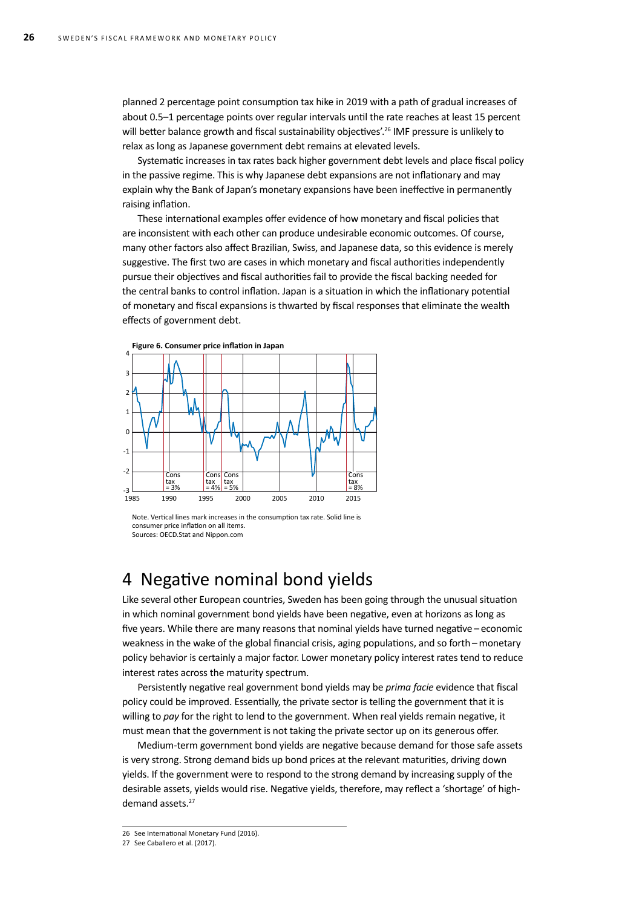planned 2 percentage point consumption tax hike in 2019 with a path of gradual increases of about 0.5–1 percentage points over regular intervals until the rate reaches at least 15 percent will better balance growth and fiscal sustainability objectives'.[26] IMF pressure is unlikely to relax as long as Japanese government debt remains at elevated levels.

Systematic increases in tax rates back higher government debt levels and place fiscal policy in the passive regime. This is why Japanese debt expansions are not inflationary and may explain why the Bank of Japan's monetary expansions have been ineffective in permanently raising inflation.

These international examples offer evidence of how monetary and fiscal policies that are inconsistent with each other can produce undesirable economic outcomes. Of course, many other factors also affect Brazilian, Swiss, and Japanese data, so this evidence is merely suggestive. The first two are cases in which monetary and fiscal authorities independently pursue their objectives and fiscal authorities fail to provide the fiscal backing needed for the central banks to control inflation. Japan is a situation in which the inflationary potential of monetary and fiscal expansions is thwarted by fiscal responses that eliminate the wealth effects of government debt.

**Figure 6. Consumer price inflation in Japan**

Note. Vertical lines mark increases in the consumption tax rate. Solid line is consumer price inflation on all items.
Sources: OECD.Stat and Nippon.com

# 4 Negative nominal bond yields

Like several other European countries, Sweden has been going through the unusual situation in which nominal government bond yields have been negative, even at horizons as long as five years. While there are many reasons that nominal yields have turned negative – economic weakness in the wake of the global financial crisis, aging populations, and so forth – monetary policy behavior is certainly a major factor. Lower monetary policy interest rates tend to reduce interest rates across the maturity spectrum.

Persistently negative real government bond yields may be *prima facie* evidence that fiscal policy could be improved. Essentially, the private sector is telling the government that it is willing to *pay* for the right to lend to the government. When real yields remain negative, it must mean that the government is not taking the private sector up on its generous offer.

Medium-term government bond yields are negative because demand for those safe assets is very strong. Strong demand bids up bond prices at the relevant maturities, driving down yields. If the government were to respond to the strong demand by increasing supply of the desirable assets, yields would rise. Negative yields, therefore, may reflect a 'shortage' of high-demand assets.[27]

26 See International Monetary Fund (2016).
27 See Caballero et al. (2017).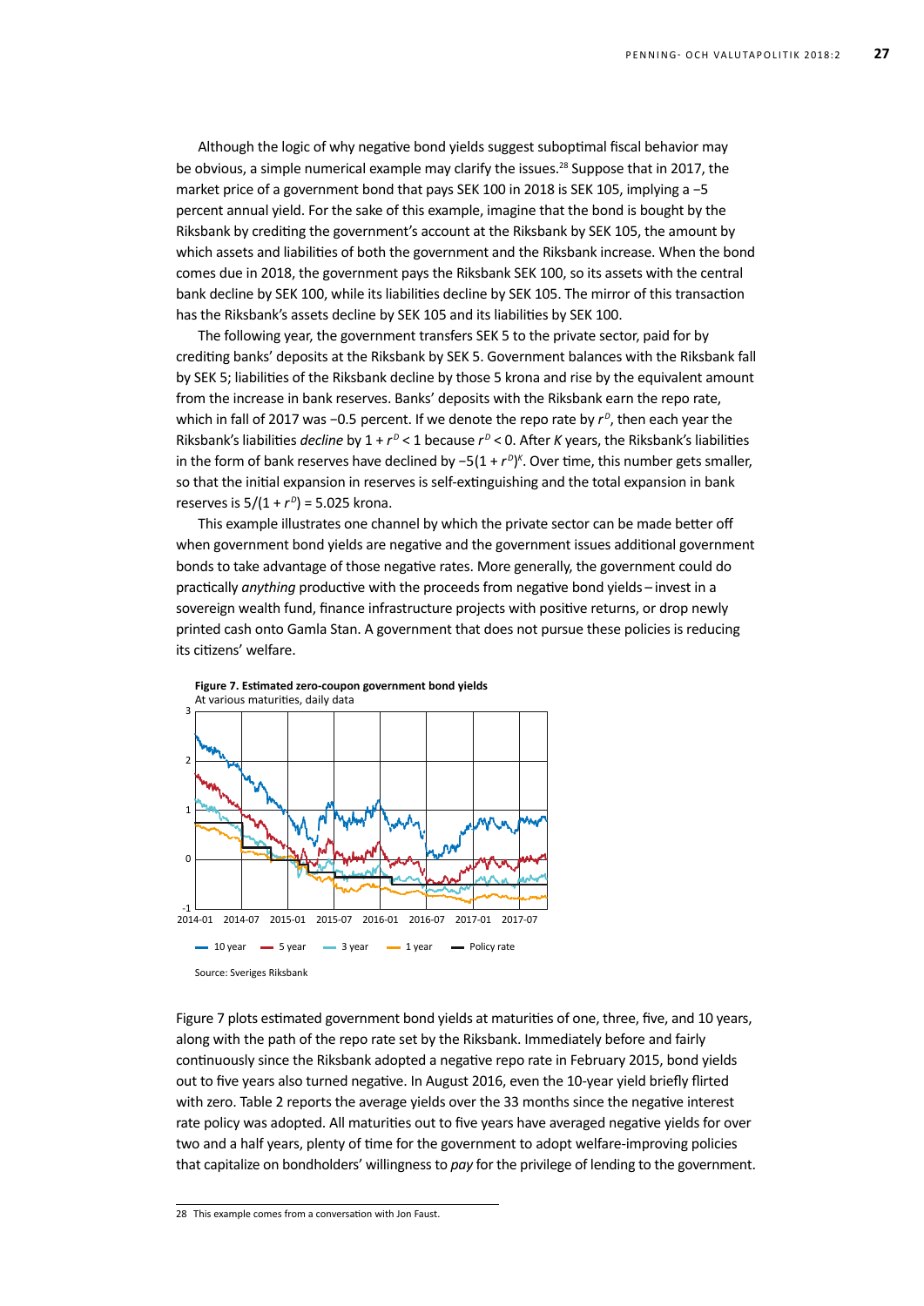Although the logic of why negative bond yields suggest suboptimal fiscal behavior may be obvious, a simple numerical example may clarify the issues.[28] Suppose that in 2017, the market price of a government bond that pays SEK 100 in 2018 is SEK 105, implying a −5 percent annual yield. For the sake of this example, imagine that the bond is bought by the Riksbank by crediting the government's account at the Riksbank by SEK 105, the amount by which assets and liabilities of both the government and the Riksbank increase. When the bond comes due in 2018, the government pays the Riksbank SEK 100, so its assets with the central bank decline by SEK 100, while its liabilities decline by SEK 105. The mirror of this transaction has the Riksbank's assets decline by SEK 105 and its liabilities by SEK 100.

The following year, the government transfers SEK 5 to the private sector, paid for by crediting banks' deposits at the Riksbank by SEK 5. Government balances with the Riksbank fall by SEK 5; liabilities of the Riksbank decline by those 5 krona and rise by the equivalent amount from the increase in bank reserves. Banks' deposits with the Riksbank earn the repo rate, which in fall of 2017 was −0.5 percent. If we denote the repo rate by $r^D$, then each year the Riksbank's liabilities *decline* by $1 + r^D < 1$ because $r^D < 0$. After $K$ years, the Riksbank's liabilities in the form of bank reserves have declined by $-5(1 + r^D)^K$. Over time, this number gets smaller, so that the initial expansion in reserves is self-extinguishing and the total expansion in bank reserves is $5/(1 + r^D) = 5.025$ krona.

This example illustrates one channel by which the private sector can be made better off when government bond yields are negative and the government issues additional government bonds to take advantage of those negative rates. More generally, the government could do practically *anything* productive with the proceeds from negative bond yields – invest in a sovereign wealth fund, finance infrastructure projects with positive returns, or drop newly printed cash onto Gamla Stan. A government that does not pursue these policies is reducing its citizens' welfare.

**Figure 7. Estimated zero-coupon government bond yields**
At various maturities, daily data

Source: Sveriges Riksbank

Figure 7 plots estimated government bond yields at maturities of one, three, five, and 10 years, along with the path of the repo rate set by the Riksbank. Immediately before and fairly continuously since the Riksbank adopted a negative repo rate in February 2015, bond yields out to five years also turned negative. In August 2016, even the 10-year yield briefly flirted with zero. Table 2 reports the average yields over the 33 months since the negative interest rate policy was adopted. All maturities out to five years have averaged negative yields for over two and a half years, plenty of time for the government to adopt welfare-improving policies that capitalize on bondholders' willingness to *pay* for the privilege of lending to the government.

28 This example comes from a conversation with Jon Faust.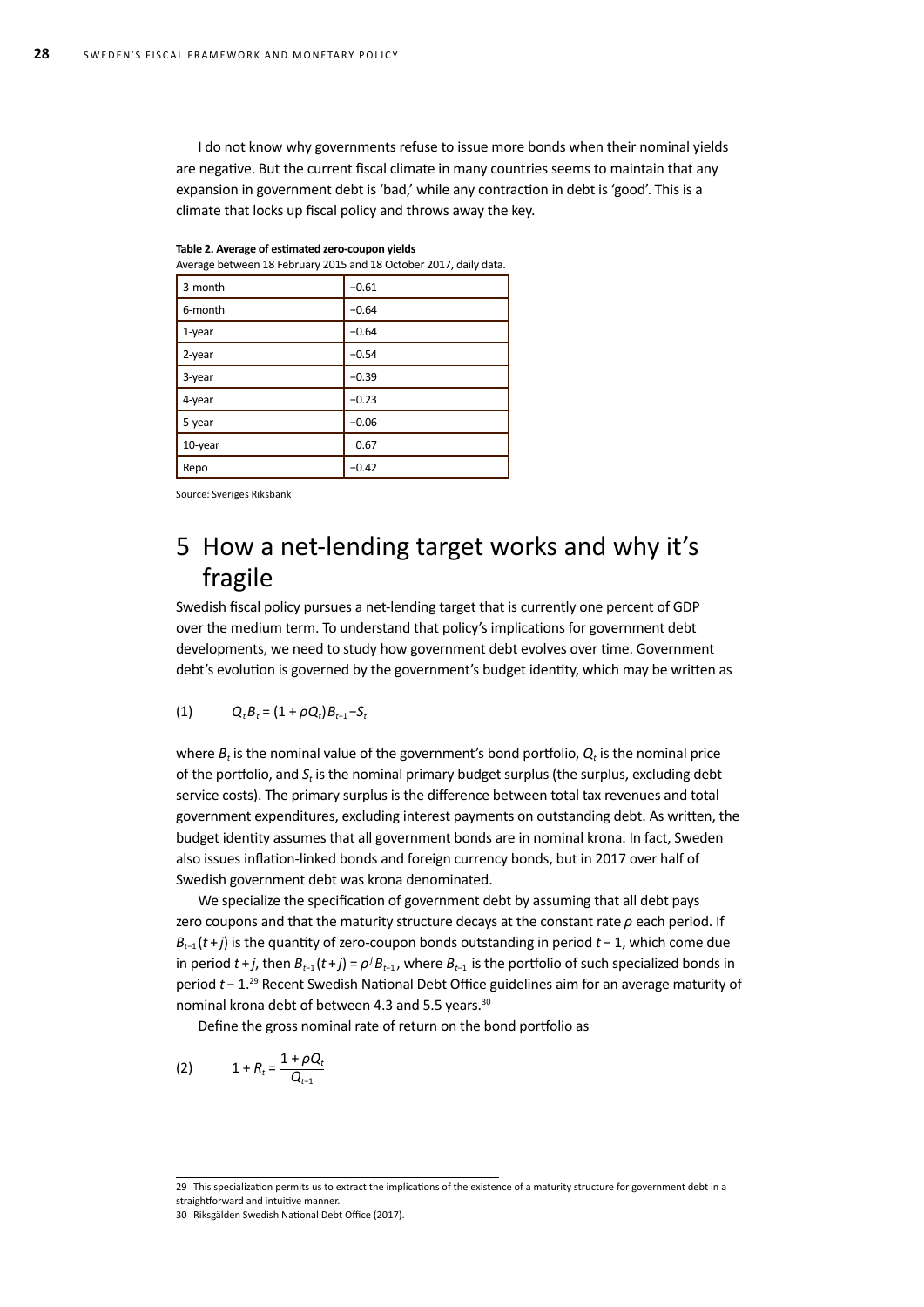I do not know why governments refuse to issue more bonds when their nominal yields are negative. But the current fiscal climate in many countries seems to maintain that any expansion in government debt is 'bad,' while any contraction in debt is 'good'. This is a climate that locks up fiscal policy and throws away the key.

**Table 2. Average of estimated zero-coupon yields**

Average between 18 February 2015 and 18 October 2017, daily data.

| | |
|---|---|
| 3-month | −0.61 |
| 6-month | −0.64 |
| 1-year | −0.64 |
| 2-year | −0.54 |
| 3-year | −0.39 |
| 4-year | −0.23 |
| 5-year | −0.06 |
| 10-year | 0.67 |
| Repo | −0.42 |

Source: Sveriges Riksbank

# 5 How a net-lending target works and why it's fragile

Swedish fiscal policy pursues a net-lending target that is currently one percent of GDP over the medium term. To understand that policy's implications for government debt developments, we need to study how government debt evolves over time. Government debt's evolution is governed by the government's budget identity, which may be written as

$$(1) \qquad Q_t B_t = (1 + \rho Q_t) B_{t-1} - S_t$$

where $B_t$ is the nominal value of the government's bond portfolio, $Q_t$ is the nominal price of the portfolio, and $S_t$ is the nominal primary budget surplus (the surplus, excluding debt service costs). The primary surplus is the difference between total tax revenues and total government expenditures, excluding interest payments on outstanding debt. As written, the budget identity assumes that all government bonds are in nominal krona. In fact, Sweden also issues inflation-linked bonds and foreign currency bonds, but in 2017 over half of Swedish government debt was krona denominated.

We specialize the specification of government debt by assuming that all debt pays zero coupons and that the maturity structure decays at the constant rate $\rho$ each period. If $B_{t-1}(t+j)$ is the quantity of zero-coupon bonds outstanding in period $t-1$, which come due in period $t+j$, then $B_{t-1}(t+j) = \rho^j B_{t-1}$, where $B_{t-1}$ is the portfolio of such specialized bonds in period $t-1$.[29] Recent Swedish National Debt Office guidelines aim for an average maturity of nominal krona debt of between 4.3 and 5.5 years.[30]

Define the gross nominal rate of return on the bond portfolio as

$$(2) \qquad 1 + R_t = \frac{1 + \rho Q_t}{Q_{t-1}}$$

29 This specialization permits us to extract the implications of the existence of a maturity structure for government debt in a straightforward and intuitive manner.

30 Riksgälden Swedish National Debt Office (2017).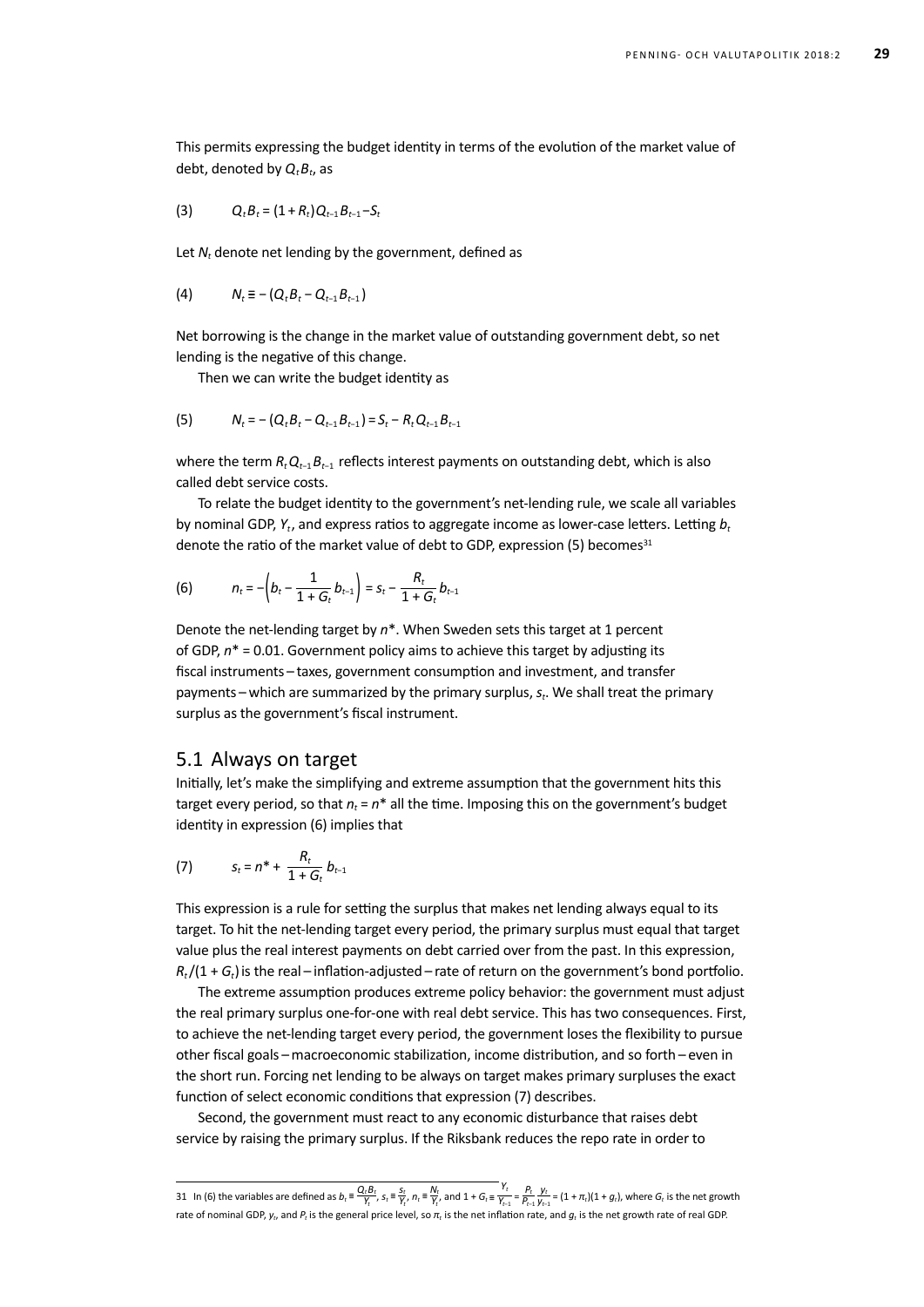This permits expressing the budget identity in terms of the evolution of the market value of debt, denoted by $Q_t B_t$, as

$$(3) \qquad Q_t B_t = (1 + R_t) Q_{t-1} B_{t-1} - S_t$$

Let $N_t$ denote net lending by the government, defined as

$$(4) \qquad N_t \equiv -(Q_t B_t - Q_{t-1} B_{t-1})$$

Net borrowing is the change in the market value of outstanding government debt, so net lending is the negative of this change.

Then we can write the budget identity as

$$(5) \qquad N_t = -(Q_t B_t - Q_{t-1} B_{t-1}) = S_t - R_t Q_{t-1} B_{t-1}$$

where the term $R_t Q_{t-1} B_{t-1}$ reflects interest payments on outstanding debt, which is also called debt service costs.

To relate the budget identity to the government's net-lending rule, we scale all variables by nominal GDP, $Y_t$, and express ratios to aggregate income as lower-case letters. Letting $b_t$ denote the ratio of the market value of debt to GDP, expression (5) becomes[31]

$$(6) \qquad n_t = -\left(b_t - \frac{1}{1 + G_t} b_{t-1}\right) = s_t - \frac{R_t}{1 + G_t} b_{t-1}$$

Denote the net-lending target by $n^*$. When Sweden sets this target at 1 percent of GDP, $n^* = 0.01$. Government policy aims to achieve this target by adjusting its fiscal instruments – taxes, government consumption and investment, and transfer payments – which are summarized by the primary surplus, $s_t$. We shall treat the primary surplus as the government's fiscal instrument.

## 5.1 Always on target

Initially, let's make the simplifying and extreme assumption that the government hits this target every period, so that $n_t = n^*$ all the time. Imposing this on the government's budget identity in expression (6) implies that

$$(7) \qquad s_t = n^* + \frac{R_t}{1 + G_t} b_{t-1}$$

This expression is a rule for setting the surplus that makes net lending always equal to its target. To hit the net-lending target every period, the primary surplus must equal that target value plus the real interest payments on debt carried over from the past. In this expression, $R_t/(1 + G_t)$ is the real – inflation-adjusted – rate of return on the government's bond portfolio.

The extreme assumption produces extreme policy behavior: the government must adjust the real primary surplus one-for-one with real debt service. This has two consequences. First, to achieve the net-lending target every period, the government loses the flexibility to pursue other fiscal goals – macroeconomic stabilization, income distribution, and so forth – even in the short run. Forcing net lending to be always on target makes primary surpluses the exact function of select economic conditions that expression (7) describes.

Second, the government must react to any economic disturbance that raises debt service by raising the primary surplus. If the Riksbank reduces the repo rate in order to

31 In (6) the variables are defined as $b_t \equiv \frac{Q_t B_t}{Y_t}$, $s_t \equiv \frac{S_t}{Y_t}$, $n_t \equiv \frac{N_t}{Y_t}$, and $1 + G_t \equiv \frac{Y_t}{Y_{t-1}} = \frac{P_t}{P_{t-1}} \frac{y_t}{y_{t-1}} = (1 + \pi_t)(1 + g_t)$, where $G_t$ is the net growth rate of nominal GDP, $y_t$, and $P_t$ is the general price level, so $\pi_t$ is the net inflation rate, and $g_t$ is the net growth rate of real GDP.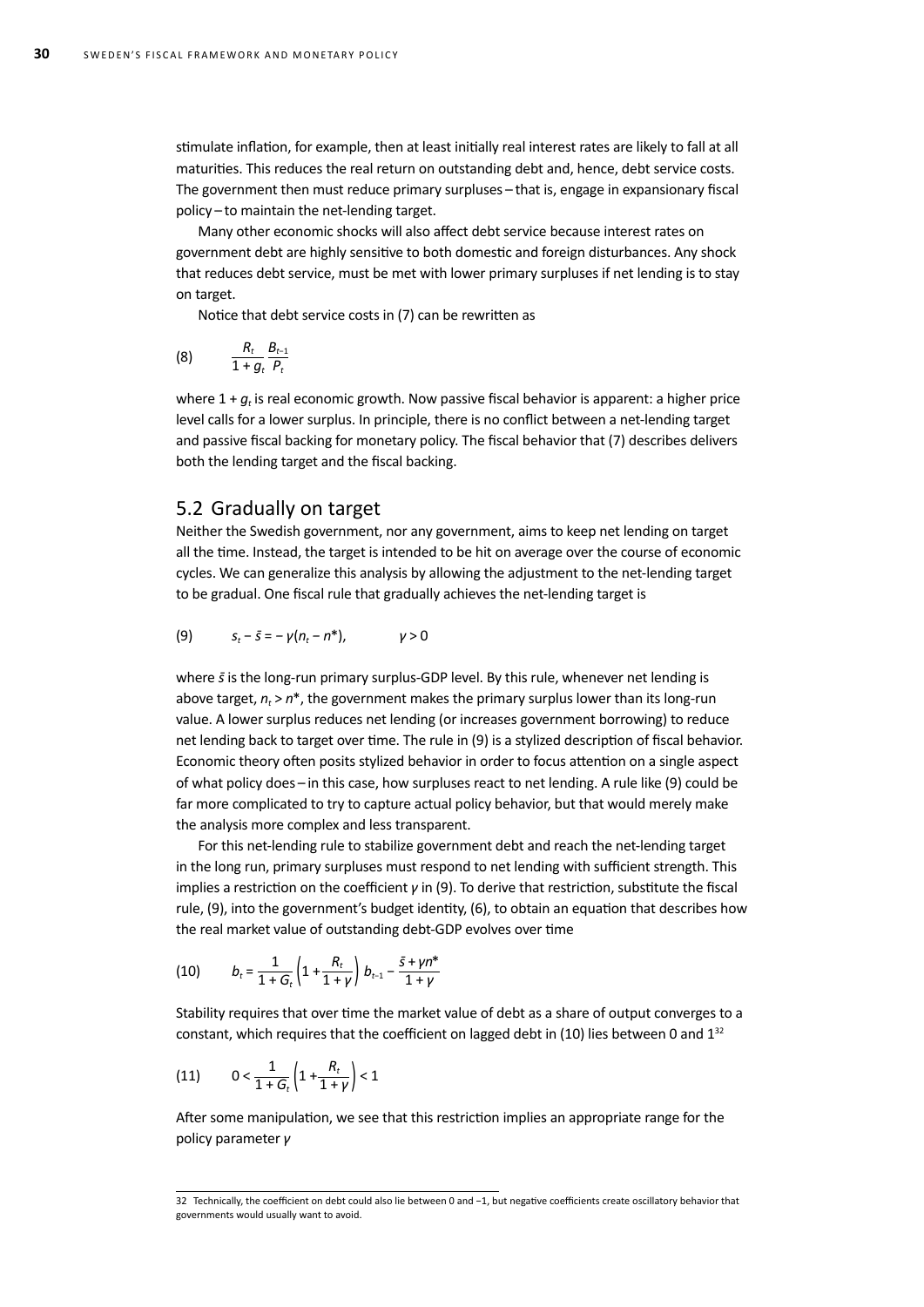stimulate inflation, for example, then at least initially real interest rates are likely to fall at all maturities. This reduces the real return on outstanding debt and, hence, debt service costs. The government then must reduce primary surpluses – that is, engage in expansionary fiscal policy – to maintain the net-lending target.

Many other economic shocks will also affect debt service because interest rates on government debt are highly sensitive to both domestic and foreign disturbances. Any shock that reduces debt service, must be met with lower primary surpluses if net lending is to stay on target.

Notice that debt service costs in (7) can be rewritten as

$$\text{(8)} \qquad \frac{R_t}{1+g_t}\frac{B_{t-1}}{P_t}$$

where $1 + g_t$ is real economic growth. Now passive fiscal behavior is apparent: a higher price level calls for a lower surplus. In principle, there is no conflict between a net-lending target and passive fiscal backing for monetary policy. The fiscal behavior that (7) describes delivers both the lending target and the fiscal backing.

## 5.2 Gradually on target

Neither the Swedish government, nor any government, aims to keep net lending on target all the time. Instead, the target is intended to be hit on average over the course of economic cycles. We can generalize this analysis by allowing the adjustment to the net-lending target to be gradual. One fiscal rule that gradually achieves the net-lending target is

$$\text{(9)} \qquad s_t - \bar{s} = -\gamma(n_t - n^*), \qquad \gamma > 0$$

where $\bar{s}$ is the long-run primary surplus-GDP level. By this rule, whenever net lending is above target, $n_t > n^*$, the government makes the primary surplus lower than its long-run value. A lower surplus reduces net lending (or increases government borrowing) to reduce net lending back to target over time. The rule in (9) is a stylized description of fiscal behavior. Economic theory often posits stylized behavior in order to focus attention on a single aspect of what policy does – in this case, how surpluses react to net lending. A rule like (9) could be far more complicated to try to capture actual policy behavior, but that would merely make the analysis more complex and less transparent.

For this net-lending rule to stabilize government debt and reach the net-lending target in the long run, primary surpluses must respond to net lending with sufficient strength. This implies a restriction on the coefficient $\gamma$ in (9). To derive that restriction, substitute the fiscal rule, (9), into the government's budget identity, (6), to obtain an equation that describes how the real market value of outstanding debt-GDP evolves over time

$$\text{(10)} \qquad b_t = \frac{1}{1+G_t}\left(1+\frac{R_t}{1+\gamma}\right) b_{t-1} - \frac{\bar{s}+\gamma n^*}{1+\gamma}$$

Stability requires that over time the market value of debt as a share of output converges to a constant, which requires that the coefficient on lagged debt in (10) lies between 0 and 1[32]

$$\text{(11)} \qquad 0 < \frac{1}{1+G_t}\left(1+\frac{R_t}{1+\gamma}\right) < 1$$

After some manipulation, we see that this restriction implies an appropriate range for the policy parameter $\gamma$

32 Technically, the coefficient on debt could also lie between 0 and –1, but negative coefficients create oscillatory behavior that governments would usually want to avoid.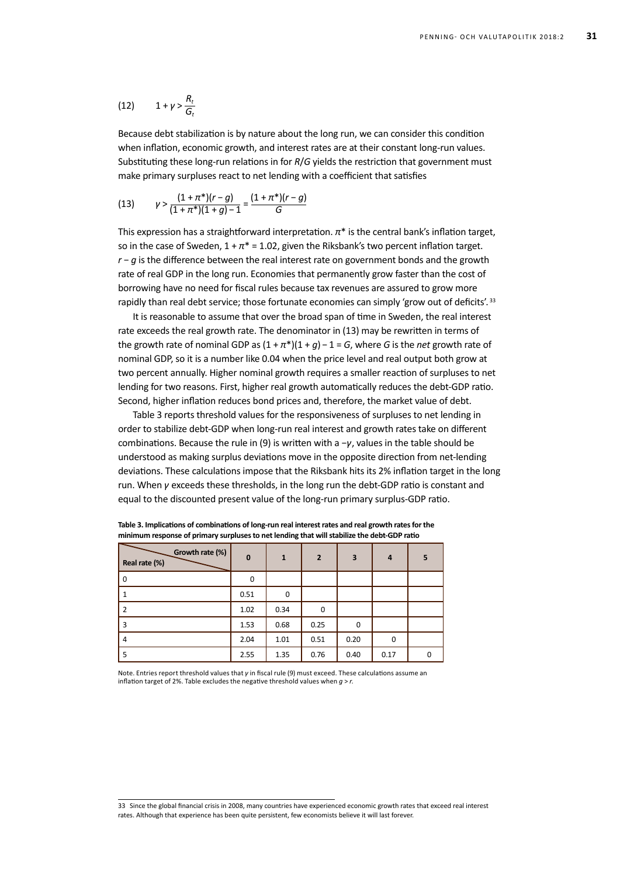$$(12) \qquad 1 + \gamma > \frac{R_t}{G_t}$$

Because debt stabilization is by nature about the long run, we can consider this condition when inflation, economic growth, and interest rates are at their constant long-run values. Substituting these long-run relations in for $R/G$ yields the restriction that government must make primary surpluses react to net lending with a coefficient that satisfies

$$(13) \qquad \gamma > \frac{(1+\pi^*)(r-g)}{(1+\pi^*)(1+g)-1} = \frac{(1+\pi^*)(r-g)}{G}$$

This expression has a straightforward interpretation. $\pi^*$ is the central bank's inflation target, so in the case of Sweden, $1 + \pi^* = 1.02$, given the Riksbank's two percent inflation target. $r - g$ is the difference between the real interest rate on government bonds and the growth rate of real GDP in the long run. Economies that permanently grow faster than the cost of borrowing have no need for fiscal rules because tax revenues are assured to grow more rapidly than real debt service; those fortunate economies can simply 'grow out of deficits'.[33]

It is reasonable to assume that over the broad span of time in Sweden, the real interest rate exceeds the real growth rate. The denominator in (13) may be rewritten in terms of the growth rate of nominal GDP as $(1 + \pi^*)(1 + g) - 1 = G$, where $G$ is the *net* growth rate of nominal GDP, so it is a number like 0.04 when the price level and real output both grow at two percent annually. Higher nominal growth requires a smaller reaction of surpluses to net lending for two reasons. First, higher real growth automatically reduces the debt-GDP ratio. Second, higher inflation reduces bond prices and, therefore, the market value of debt.

Table 3 reports threshold values for the responsiveness of surpluses to net lending in order to stabilize debt-GDP when long-run real interest and growth rates take on different combinations. Because the rule in (9) is written with a $-\gamma$, values in the table should be understood as making surplus deviations move in the opposite direction from net-lending deviations. These calculations impose that the Riksbank hits its 2% inflation target in the long run. When $\gamma$ exceeds these thresholds, in the long run the debt-GDP ratio is constant and equal to the discounted present value of the long-run primary surplus-GDP ratio.

**Table 3. Implications of combinations of long-run real interest rates and real growth rates for the minimum response of primary surpluses to net lending that will stabilize the debt-GDP ratio**

| Real rate (%) \ Growth rate (%) | 0 | 1 | 2 | 3 | 4 | 5 |
|---|---|---|---|---|---|---|
| 0 | 0 | | | | | |
| 1 | 0.51 | 0 | | | | |
| 2 | 1.02 | 0.34 | 0 | | | |
| 3 | 1.53 | 0.68 | 0.25 | 0 | | |
| 4 | 2.04 | 1.01 | 0.51 | 0.20 | 0 | |
| 5 | 2.55 | 1.35 | 0.76 | 0.40 | 0.17 | 0 |

Note. Entries report threshold values that $\gamma$ in fiscal rule (9) must exceed. These calculations assume an inflation target of 2%. Table excludes the negative threshold values when $g > r$.

[33] Since the global financial crisis in 2008, many countries have experienced economic growth rates that exceed real interest rates. Although that experience has been quite persistent, few economists believe it will last forever.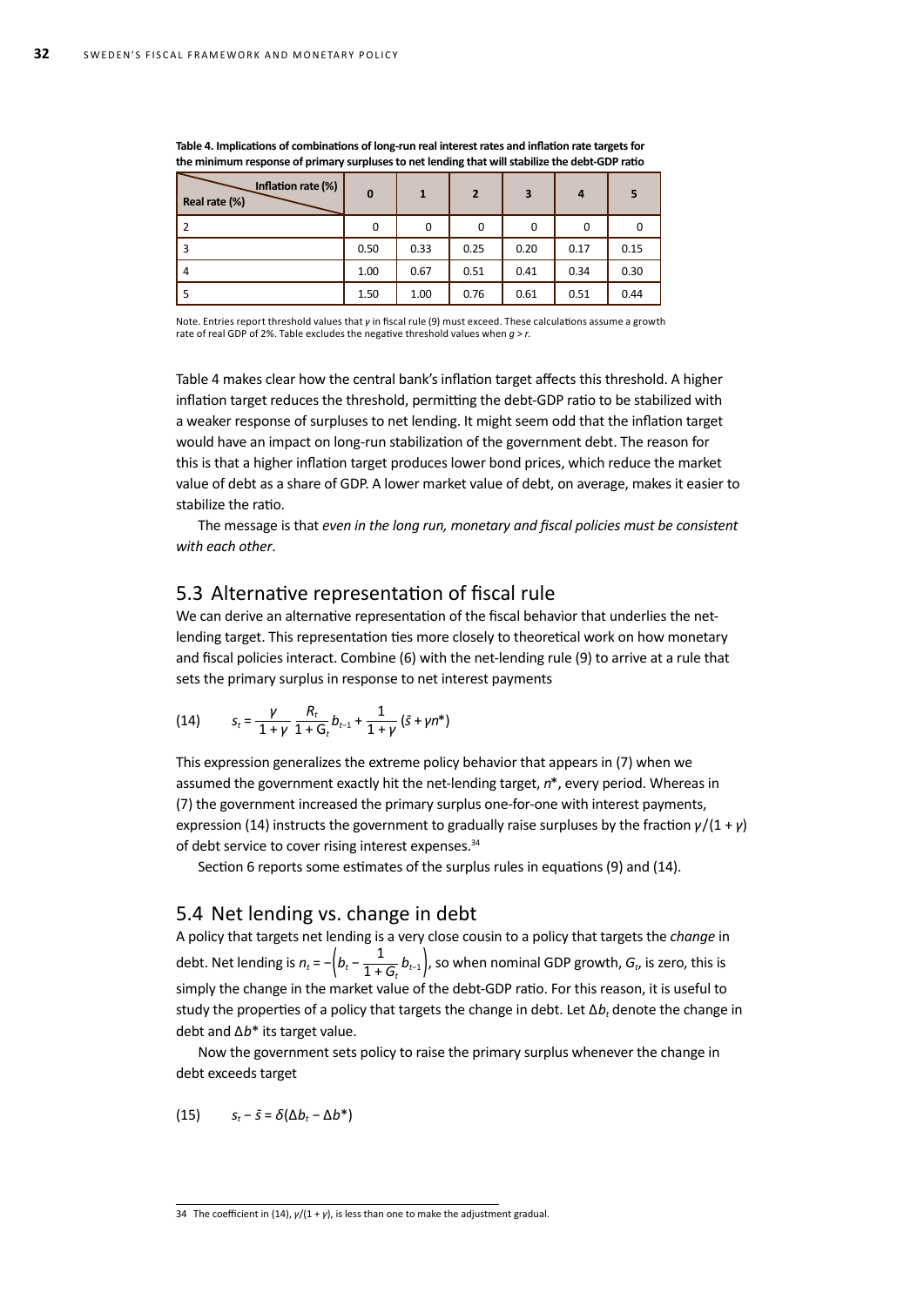**Table 4. Implications of combinations of long-run real interest rates and inflation rate targets for the minimum response of primary surpluses to net lending that will stabilize the debt-GDP ratio**

| Real rate (%) \ Inflation rate (%) | 0 | 1 | 2 | 3 | 4 | 5 |
|---|---|---|---|---|---|---|
| 2 | 0 | 0 | 0 | 0 | 0 | 0 |
| 3 | 0.50 | 0.33 | 0.25 | 0.20 | 0.17 | 0.15 |
| 4 | 1.00 | 0.67 | 0.51 | 0.41 | 0.34 | 0.30 |
| 5 | 1.50 | 1.00 | 0.76 | 0.61 | 0.51 | 0.44 |

Note. Entries report threshold values that $\gamma$ in fiscal rule (9) must exceed. These calculations assume a growth rate of real GDP of 2%. Table excludes the negative threshold values when $g > r$.

Table 4 makes clear how the central bank's inflation target affects this threshold. A higher inflation target reduces the threshold, permitting the debt-GDP ratio to be stabilized with a weaker response of surpluses to net lending. It might seem odd that the inflation target would have an impact on long-run stabilization of the government debt. The reason for this is that a higher inflation target produces lower bond prices, which reduce the market value of debt as a share of GDP. A lower market value of debt, on average, makes it easier to stabilize the ratio.

The message is that *even in the long run, monetary and fiscal policies must be consistent with each other*.

## 5.3 Alternative representation of fiscal rule

We can derive an alternative representation of the fiscal behavior that underlies the net-lending target. This representation ties more closely to theoretical work on how monetary and fiscal policies interact. Combine (6) with the net-lending rule (9) to arrive at a rule that sets the primary surplus in response to net interest payments

$$(14) \qquad s_t = \frac{\gamma}{1+\gamma}\,\frac{R_t}{1+G_t}\,b_{t-1} + \frac{1}{1+\gamma}\left(\bar{s} + \gamma n^*\right)$$

This expression generalizes the extreme policy behavior that appears in (7) when we assumed the government exactly hit the net-lending target, $n^*$, every period. Whereas in (7) the government increased the primary surplus one-for-one with interest payments, expression (14) instructs the government to gradually raise surpluses by the fraction $\gamma/(1+\gamma)$ of debt service to cover rising interest expenses.[34]

Section 6 reports some estimates of the surplus rules in equations (9) and (14).

## 5.4 Net lending vs. change in debt

A policy that targets net lending is a very close cousin to a policy that targets the *change* in debt. Net lending is $n_t = -\left(b_t - \frac{1}{1+G_t}\,b_{t-1}\right)$, so when nominal GDP growth, $G_t$, is zero, this is simply the change in the market value of the debt-GDP ratio. For this reason, it is useful to study the properties of a policy that targets the change in debt. Let $\Delta b_t$ denote the change in debt and $\Delta b^*$ its target value.

Now the government sets policy to raise the primary surplus whenever the change in debt exceeds target

$$(15) \qquad s_t - \bar{s} = \delta(\Delta b_t - \Delta b^*)$$

34 The coefficient in (14), $\gamma/(1+\gamma)$, is less than one to make the adjustment gradual.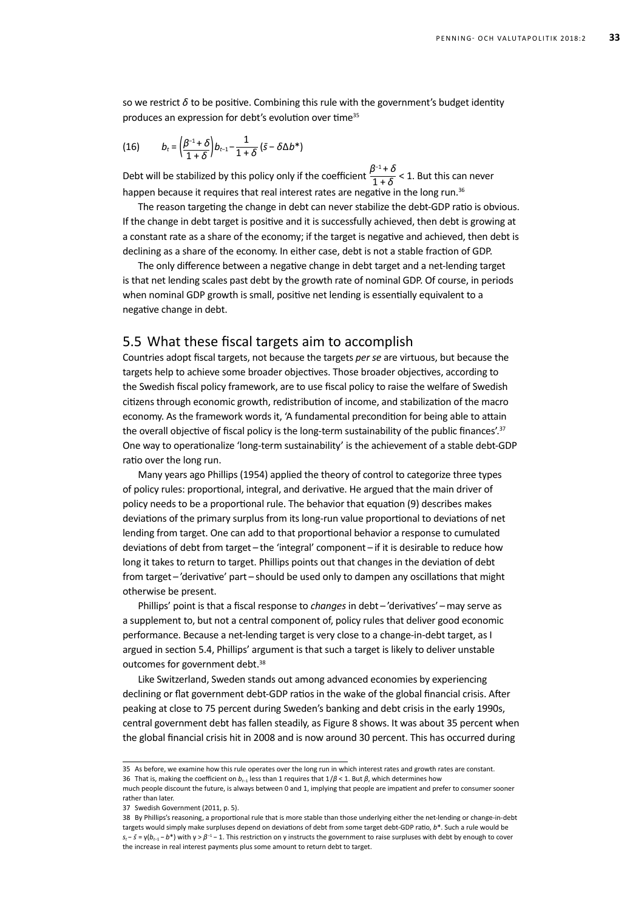so we restrict $\delta$ to be positive. Combining this rule with the government's budget identity produces an expression for debt's evolution over time[35]

$$b_t = \left(\frac{\beta^{-1} + \delta}{1 + \delta}\right) b_{t-1} - \frac{1}{1 + \delta} (\bar{s} - \delta \Delta b^*) \tag{16}$$

Debt will be stabilized by this policy only if the coefficient $\frac{\beta^{-1} + \delta}{1 + \delta} < 1$. But this can never happen because it requires that real interest rates are negative in the long run.[36]

The reason targeting the change in debt can never stabilize the debt-GDP ratio is obvious. If the change in debt target is positive and it is successfully achieved, then debt is growing at a constant rate as a share of the economy; if the target is negative and achieved, then debt is declining as a share of the economy. In either case, debt is not a stable fraction of GDP.

The only difference between a negative change in debt target and a net-lending target is that net lending scales past debt by the growth rate of nominal GDP. Of course, in periods when nominal GDP growth is small, positive net lending is essentially equivalent to a negative change in debt.

## 5.5 What these fiscal targets aim to accomplish

Countries adopt fiscal targets, not because the targets *per se* are virtuous, but because the targets help to achieve some broader objectives. Those broader objectives, according to the Swedish fiscal policy framework, are to use fiscal policy to raise the welfare of Swedish citizens through economic growth, redistribution of income, and stabilization of the macro economy. As the framework words it, 'A fundamental precondition for being able to attain the overall objective of fiscal policy is the long-term sustainability of the public finances'.[37] One way to operationalize 'long-term sustainability' is the achievement of a stable debt-GDP ratio over the long run.

Many years ago Phillips (1954) applied the theory of control to categorize three types of policy rules: proportional, integral, and derivative. He argued that the main driver of policy needs to be a proportional rule. The behavior that equation (9) describes makes deviations of the primary surplus from its long-run value proportional to deviations of net lending from target. One can add to that proportional behavior a response to cumulated deviations of debt from target – the 'integral' component – if it is desirable to reduce how long it takes to return to target. Phillips points out that changes in the deviation of debt from target – 'derivative' part – should be used only to dampen any oscillations that might otherwise be present.

Phillips' point is that a fiscal response to *changes* in debt – 'derivatives' – may serve as a supplement to, but not a central component of, policy rules that deliver good economic performance. Because a net-lending target is very close to a change-in-debt target, as I argued in section 5.4, Phillips' argument is that such a target is likely to deliver unstable outcomes for government debt.[38]

Like Switzerland, Sweden stands out among advanced economies by experiencing declining or flat government debt-GDP ratios in the wake of the global financial crisis. After peaking at close to 75 percent during Sweden's banking and debt crisis in the early 1990s, central government debt has fallen steadily, as Figure 8 shows. It was about 35 percent when the global financial crisis hit in 2008 and is now around 30 percent. This has occurred during

---

35 As before, we examine how this rule operates over the long run in which interest rates and growth rates are constant.

36 That is, making the coefficient on $b_{t-1}$ less than 1 requires that $1/\beta < 1$. But $\beta$, which determines how much people discount the future, is always between 0 and 1, implying that people are impatient and prefer to consumer sooner rather than later.

37 Swedish Government (2011, p. 5).

38 By Phillips's reasoning, a proportional rule that is more stable than those underlying either the net-lending or change-in-debt targets would simply make surpluses depend on deviations of debt from some target debt-GDP ratio, $b^*$. Such a rule would be $s_t - \bar{s} = \gamma(b_{t-1} - b^*)$ with $\gamma > \beta^{-1} - 1$. This restriction on $\gamma$ instructs the government to raise surpluses with debt by enough to cover the increase in real interest payments plus some amount to return debt to target.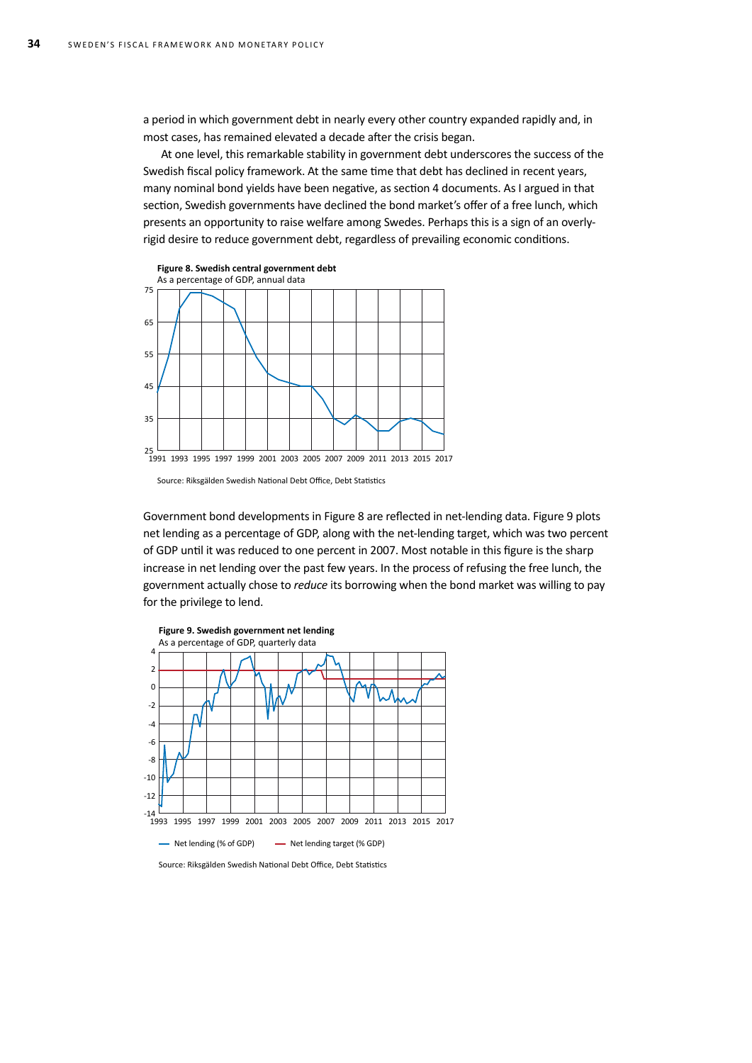a period in which government debt in nearly every other country expanded rapidly and, in most cases, has remained elevated a decade after the crisis began.

At one level, this remarkable stability in government debt underscores the success of the Swedish fiscal policy framework. At the same time that debt has declined in recent years, many nominal bond yields have been negative, as section 4 documents. As I argued in that section, Swedish governments have declined the bond market's offer of a free lunch, which presents an opportunity to raise welfare among Swedes. Perhaps this is a sign of an overly-rigid desire to reduce government debt, regardless of prevailing economic conditions.

**Figure 8. Swedish central government debt**
As a percentage of GDP, annual data

Source: Riksgälden Swedish National Debt Office, Debt Statistics

Government bond developments in Figure 8 are reflected in net-lending data. Figure 9 plots net lending as a percentage of GDP, along with the net-lending target, which was two percent of GDP until it was reduced to one percent in 2007. Most notable in this figure is the sharp increase in net lending over the past few years. In the process of refusing the free lunch, the government actually chose to *reduce* its borrowing when the bond market was willing to pay for the privilege to lend.

**Figure 9. Swedish government net lending**
As a percentage of GDP, quarterly data

Net lending (% of GDP) — Net lending target (% GDP)

Source: Riksgälden Swedish National Debt Office, Debt Statistics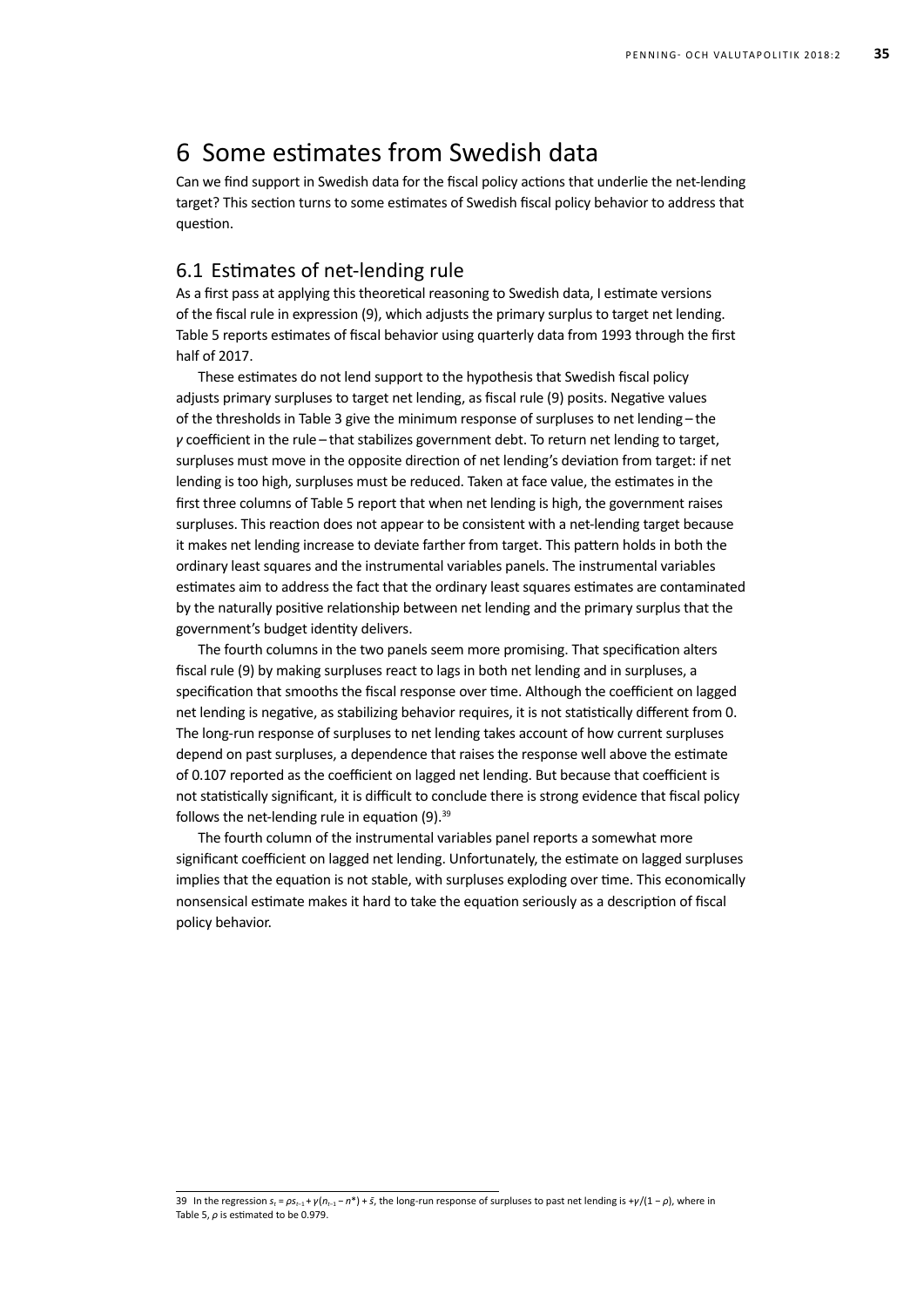# 6 Some estimates from Swedish data

Can we find support in Swedish data for the fiscal policy actions that underlie the net-lending target? This section turns to some estimates of Swedish fiscal policy behavior to address that question.

## 6.1 Estimates of net-lending rule

As a first pass at applying this theoretical reasoning to Swedish data, I estimate versions of the fiscal rule in expression (9), which adjusts the primary surplus to target net lending. Table 5 reports estimates of fiscal behavior using quarterly data from 1993 through the first half of 2017.

These estimates do not lend support to the hypothesis that Swedish fiscal policy adjusts primary surpluses to target net lending, as fiscal rule (9) posits. Negative values of the thresholds in Table 3 give the minimum response of surpluses to net lending – the $\gamma$ coefficient in the rule – that stabilizes government debt. To return net lending to target, surpluses must move in the opposite direction of net lending's deviation from target: if net lending is too high, surpluses must be reduced. Taken at face value, the estimates in the first three columns of Table 5 report that when net lending is high, the government raises surpluses. This reaction does not appear to be consistent with a net-lending target because it makes net lending increase to deviate farther from target. This pattern holds in both the ordinary least squares and the instrumental variables panels. The instrumental variables estimates aim to address the fact that the ordinary least squares estimates are contaminated by the naturally positive relationship between net lending and the primary surplus that the government's budget identity delivers.

The fourth columns in the two panels seem more promising. That specification alters fiscal rule (9) by making surpluses react to lags in both net lending and in surpluses, a specification that smooths the fiscal response over time. Although the coefficient on lagged net lending is negative, as stabilizing behavior requires, it is not statistically different from 0. The long-run response of surpluses to net lending takes account of how current surpluses depend on past surpluses, a dependence that raises the response well above the estimate of 0.107 reported as the coefficient on lagged net lending. But because that coefficient is not statistically significant, it is difficult to conclude there is strong evidence that fiscal policy follows the net-lending rule in equation (9).[39]

The fourth column of the instrumental variables panel reports a somewhat more significant coefficient on lagged net lending. Unfortunately, the estimate on lagged surpluses implies that the equation is not stable, with surpluses exploding over time. This economically nonsensical estimate makes it hard to take the equation seriously as a description of fiscal policy behavior.

---

39 In the regression $s_t = \rho s_{t-1} + \gamma(n_{t-1} - n^*) + \bar{s}$, the long-run response of surpluses to past net lending is $+\gamma/(1 - \rho)$, where in Table 5, $\rho$ is estimated to be 0.979.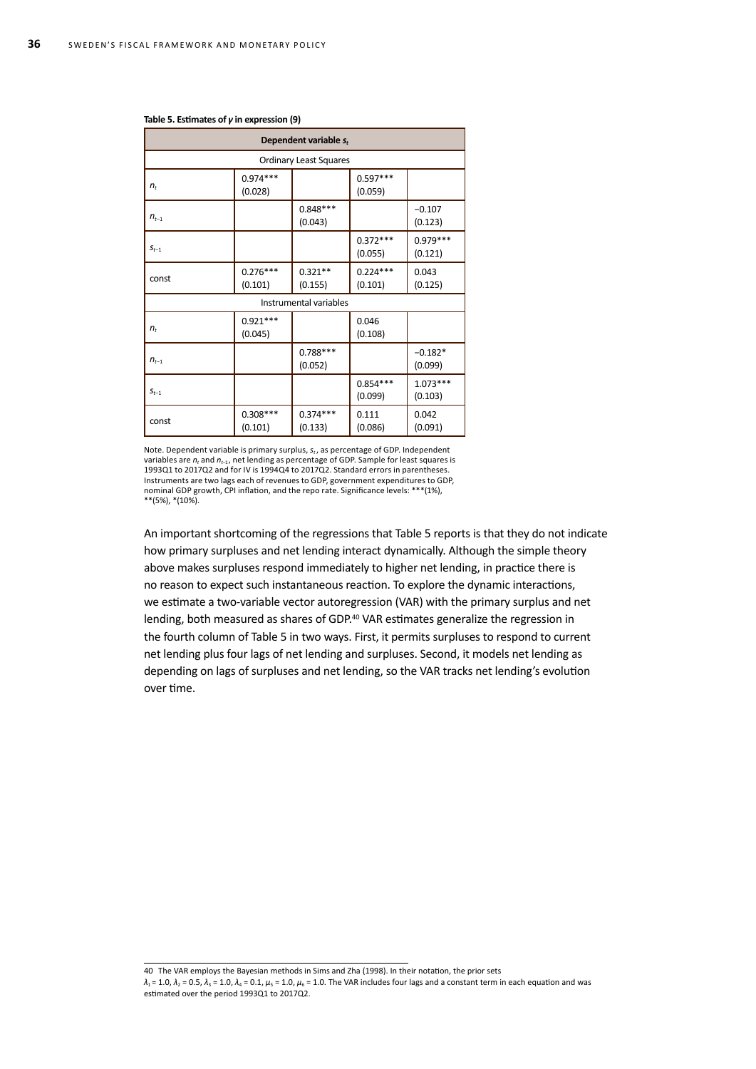**Table 5. Estimates of $\gamma$ in expression (9)**

| Dependent variable $s_t$ | | | | |
|---|---|---|---|---|
| Ordinary Least Squares | | | | |
| $n_t$ | 0.974*** (0.028) | | 0.597*** (0.059) | |
| $n_{t-1}$ | | 0.848*** (0.043) | | −0.107 (0.123) |
| $s_{t-1}$ | | | 0.372*** (0.055) | 0.979*** (0.121) |
| const | 0.276*** (0.101) | 0.321** (0.155) | 0.224*** (0.101) | 0.043 (0.125) |
| Instrumental variables | | | | |
| $n_t$ | 0.921*** (0.045) | | 0.046 (0.108) | |
| $n_{t-1}$ | | 0.788*** (0.052) | | −0.182* (0.099) |
| $s_{t-1}$ | | | 0.854*** (0.099) | 1.073*** (0.103) |
| const | 0.308*** (0.101) | 0.374*** (0.133) | 0.111 (0.086) | 0.042 (0.091) |

Note. Dependent variable is primary surplus, $s_t$, as percentage of GDP. Independent variables are $n_t$ and $n_{t-1}$, net lending as percentage of GDP. Sample for least squares is 1993Q1 to 2017Q2 and for IV is 1994Q4 to 2017Q2. Standard errors in parentheses. Instruments are two lags each of revenues to GDP, government expenditures to GDP, nominal GDP growth, CPI inflation, and the repo rate. Significance levels: ***(1%), **(5%), *(10%).

An important shortcoming of the regressions that Table 5 reports is that they do not indicate how primary surpluses and net lending interact dynamically. Although the simple theory above makes surpluses respond immediately to higher net lending, in practice there is no reason to expect such instantaneous reaction. To explore the dynamic interactions, we estimate a two-variable vector autoregression (VAR) with the primary surplus and net lending, both measured as shares of GDP.[40] VAR estimates generalize the regression in the fourth column of Table 5 in two ways. First, it permits surpluses to respond to current net lending plus four lags of net lending and surpluses. Second, it models net lending as depending on lags of surpluses and net lending, so the VAR tracks net lending's evolution over time.

---

40 The VAR employs the Bayesian methods in Sims and Zha (1998). In their notation, the prior sets $\lambda_1 = 1.0$, $\lambda_2 = 0.5$, $\lambda_3 = 1.0$, $\lambda_4 = 0.1$, $\mu_5 = 1.0$, $\mu_6 = 1.0$. The VAR includes four lags and a constant term in each equation and was estimated over the period 1993Q1 to 2017Q2.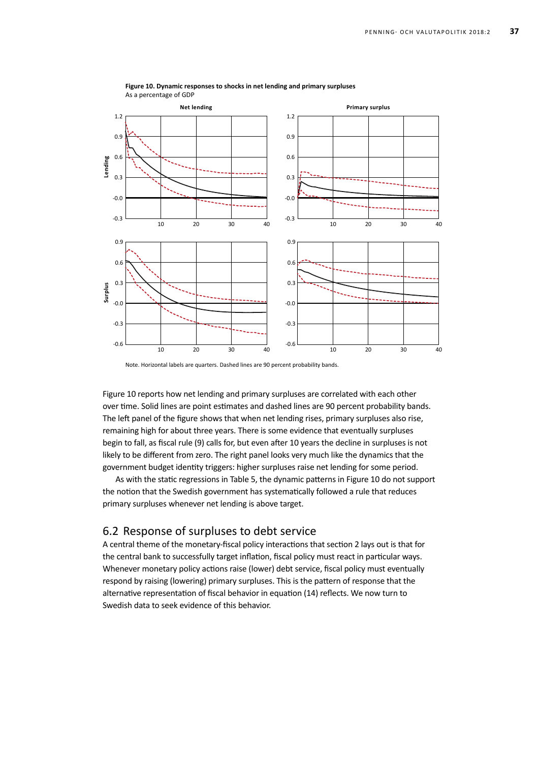**Figure 10. Dynamic responses to shocks in net lending and primary surpluses**
As a percentage of GDP

Note. Horizontal labels are quarters. Dashed lines are 90 percent probability bands.

Figure 10 reports how net lending and primary surpluses are correlated with each other over time. Solid lines are point estimates and dashed lines are 90 percent probability bands. The left panel of the figure shows that when net lending rises, primary surpluses also rise, remaining high for about three years. There is some evidence that eventually surpluses begin to fall, as fiscal rule (9) calls for, but even after 10 years the decline in surpluses is not likely to be different from zero. The right panel looks very much like the dynamics that the government budget identity triggers: higher surpluses raise net lending for some period.

As with the static regressions in Table 5, the dynamic patterns in Figure 10 do not support the notion that the Swedish government has systematically followed a rule that reduces primary surpluses whenever net lending is above target.

## 6.2 Response of surpluses to debt service

A central theme of the monetary-fiscal policy interactions that section 2 lays out is that for the central bank to successfully target inflation, fiscal policy must react in particular ways. Whenever monetary policy actions raise (lower) debt service, fiscal policy must eventually respond by raising (lowering) primary surpluses. This is the pattern of response that the alternative representation of fiscal behavior in equation (14) reflects. We now turn to Swedish data to seek evidence of this behavior.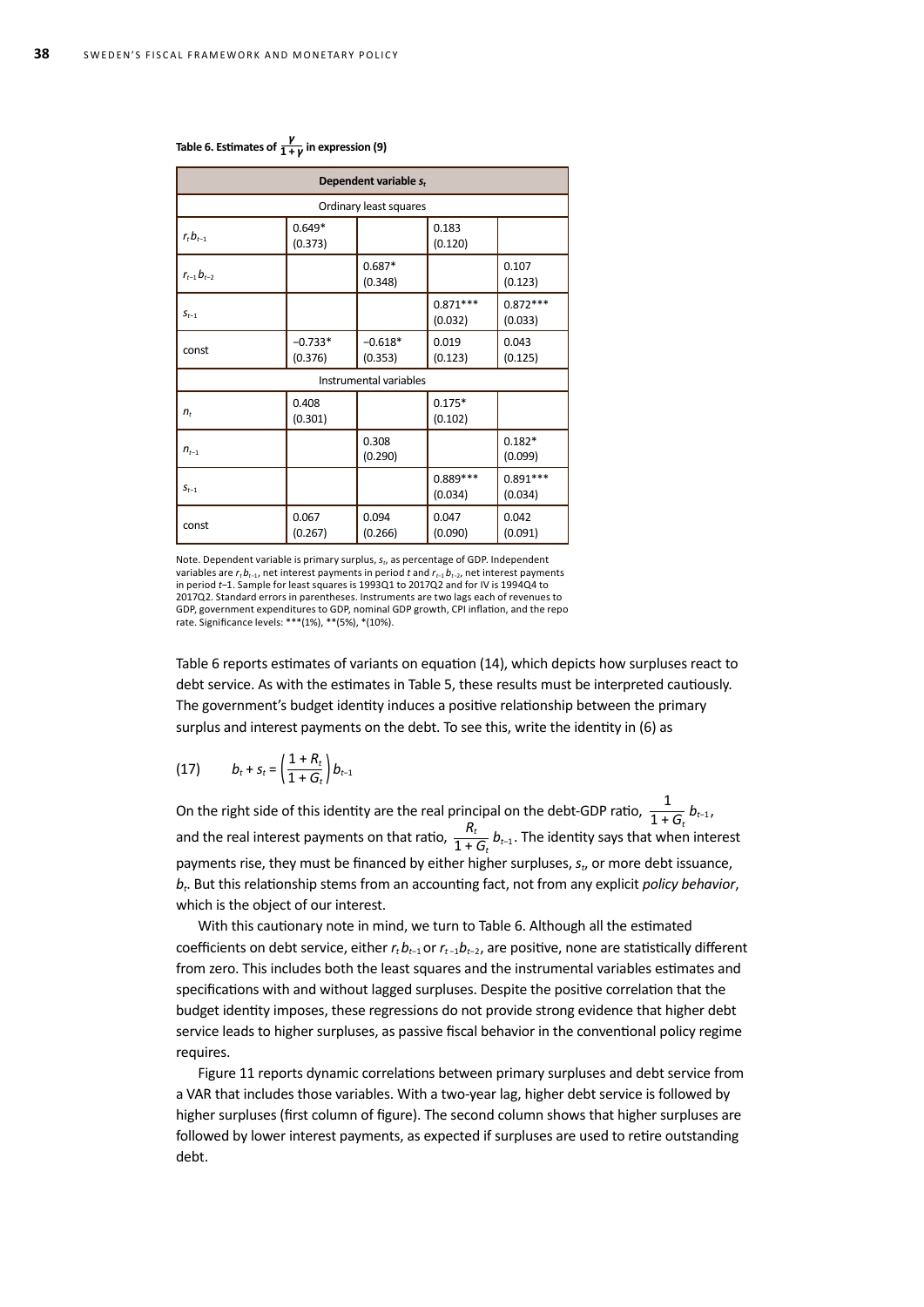**Table 6. Estimates of $\frac{\gamma}{1+\gamma}$ in expression (9)**

| Dependent variable $s_t$ | | | | |
|---|---|---|---|---|
| Ordinary least squares | | | | |
| $r_t b_{t-1}$ | 0.649* (0.373) | | 0.183 (0.120) | |
| $r_{t-1} b_{t-2}$ | | 0.687* (0.348) | | 0.107 (0.123) |
| $s_{t-1}$ | | | 0.871*** (0.032) | 0.872*** (0.033) |
| const | −0.733* (0.376) | −0.618* (0.353) | 0.019 (0.123) | 0.043 (0.125) |
| Instrumental variables | | | | |
| $n_t$ | 0.408 (0.301) | | 0.175* (0.102) | |
| $n_{t-1}$ | | 0.308 (0.290) | | 0.182* (0.099) |
| $s_{t-1}$ | | | 0.889*** (0.034) | 0.891*** (0.034) |
| const | 0.067 (0.267) | 0.094 (0.266) | 0.047 (0.090) | 0.042 (0.091) |

Note. Dependent variable is primary surplus, $s_t$, as percentage of GDP. Independent variables are $r_t b_{t-1}$, net interest payments in period $t$ and $r_{t-1} b_{t-2}$, net interest payments in period $t$–1. Sample for least squares is 1993Q1 to 2017Q2 and for IV is 1994Q4 to 2017Q2. Standard errors in parentheses. Instruments are two lags each of revenues to GDP, government expenditures to GDP, nominal GDP growth, CPI inflation, and the repo rate. Significance levels: ***(1%), **(5%), *(10%).

Table 6 reports estimates of variants on equation (14), which depicts how surpluses react to debt service. As with the estimates in Table 5, these results must be interpreted cautiously. The government's budget identity induces a positive relationship between the primary surplus and interest payments on the debt. To see this, write the identity in (6) as

$$(17) \qquad b_t + s_t = \left(\frac{1+R_t}{1+G_t}\right) b_{t-1}$$

On the right side of this identity are the real principal on the debt-GDP ratio, $\frac{1}{1+G_t} b_{t-1}$, and the real interest payments on that ratio, $\frac{R_t}{1+G_t} b_{t-1}$. The identity says that when interest payments rise, they must be financed by either higher surpluses, $s_t$, or more debt issuance, $b_t$. But this relationship stems from an accounting fact, not from any explicit *policy behavior*, which is the object of our interest.

With this cautionary note in mind, we turn to Table 6. Although all the estimated coefficients on debt service, either $r_t b_{t-1}$ or $r_{t-1} b_{t-2}$, are positive, none are statistically different from zero. This includes both the least squares and the instrumental variables estimates and specifications with and without lagged surpluses. Despite the positive correlation that the budget identity imposes, these regressions do not provide strong evidence that higher debt service leads to higher surpluses, as passive fiscal behavior in the conventional policy regime requires.

Figure 11 reports dynamic correlations between primary surpluses and debt service from a VAR that includes those variables. With a two-year lag, higher debt service is followed by higher surpluses (first column of figure). The second column shows that higher surpluses are followed by lower interest payments, as expected if surpluses are used to retire outstanding debt.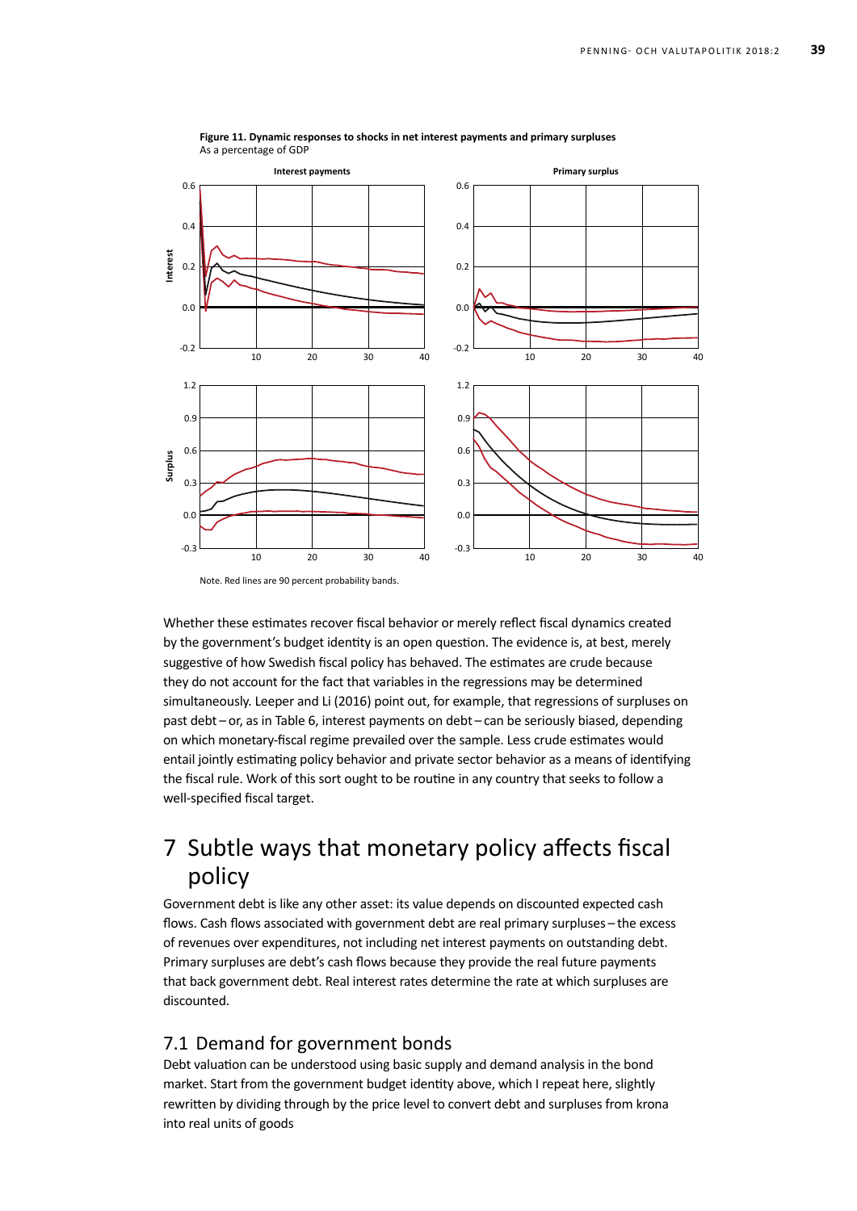**Figure 11. Dynamic responses to shocks in net interest payments and primary surpluses**
As a percentage of GDP

Note. Red lines are 90 percent probability bands.

Whether these estimates recover fiscal behavior or merely reflect fiscal dynamics created by the government's budget identity is an open question. The evidence is, at best, merely suggestive of how Swedish fiscal policy has behaved. The estimates are crude because they do not account for the fact that variables in the regressions may be determined simultaneously. Leeper and Li (2016) point out, for example, that regressions of surpluses on past debt – or, as in Table 6, interest payments on debt – can be seriously biased, depending on which monetary-fiscal regime prevailed over the sample. Less crude estimates would entail jointly estimating policy behavior and private sector behavior as a means of identifying the fiscal rule. Work of this sort ought to be routine in any country that seeks to follow a well-specified fiscal target.

# 7 Subtle ways that monetary policy affects fiscal policy

Government debt is like any other asset: its value depends on discounted expected cash flows. Cash flows associated with government debt are real primary surpluses – the excess of revenues over expenditures, not including net interest payments on outstanding debt. Primary surpluses are debt's cash flows because they provide the real future payments that back government debt. Real interest rates determine the rate at which surpluses are discounted.

## 7.1 Demand for government bonds

Debt valuation can be understood using basic supply and demand analysis in the bond market. Start from the government budget identity above, which I repeat here, slightly rewritten by dividing through by the price level to convert debt and surpluses from krona into real units of goods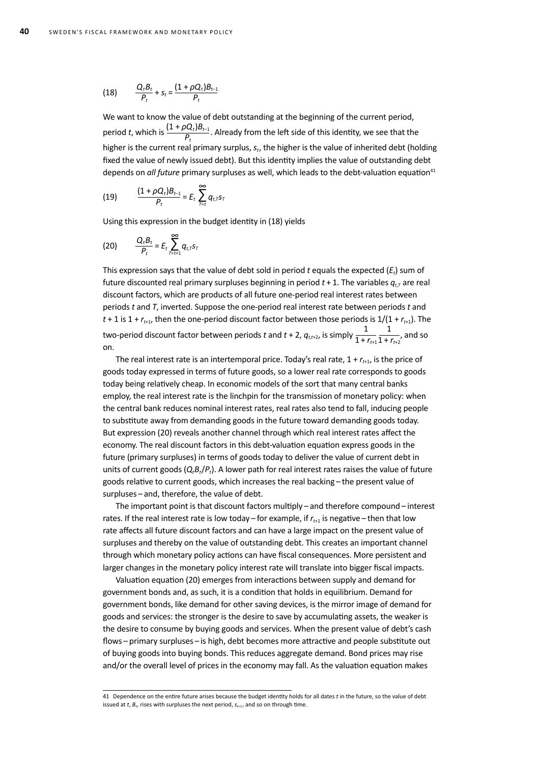$$(18) \qquad \frac{Q_t B_t}{P_t} + s_t = \frac{(1 + \rho Q_t) B_{t-1}}{P_t}$$

We want to know the value of debt outstanding at the beginning of the current period, period $t$, which is $\frac{(1 + \rho Q_t) B_{t-1}}{P_t}$. Already from the left side of this identity, we see that the higher is the current real primary surplus, $s_t$, the higher is the value of inherited debt (holding fixed the value of newly issued debt). But this identity implies the value of outstanding debt depends on *all future* primary surpluses as well, which leads to the debt-valuation equation[41]

$$(19) \qquad \frac{(1 + \rho Q_t) B_{t-1}}{P_t} = E_t \sum_{T=t}^{\infty} q_{t,T} s_T$$

Using this expression in the budget identity in (18) yields

$$(20) \qquad \frac{Q_t B_t}{P_t} = E_t \sum_{T=t+1}^{\infty} q_{t,T} s_T$$

This expression says that the value of debt sold in period $t$ equals the expected ($E_t$) sum of future discounted real primary surpluses beginning in period $t + 1$. The variables $q_{t,T}$ are real discount factors, which are products of all future one-period real interest rates between periods $t$ and $T$, inverted. Suppose the one-period real interest rate between periods $t$ and $t + 1$ is $1 + r_{t+1}$, then the one-period discount factor between those periods is $1/(1 + r_{t+1})$. The two-period discount factor between periods $t$ and $t + 2$, $q_{t,t+2}$, is simply $\frac{1}{1 + r_{t+1}} \frac{1}{1 + r_{t+2}}$, and so on.

The real interest rate is an intertemporal price. Today's real rate, $1 + r_{t+1}$, is the price of goods today expressed in terms of future goods, so a lower real rate corresponds to goods today being relatively cheap. In economic models of the sort that many central banks employ, the real interest rate is the linchpin for the transmission of monetary policy: when the central bank reduces nominal interest rates, real rates also tend to fall, inducing people to substitute away from demanding goods in the future toward demanding goods today. But expression (20) reveals another channel through which real interest rates affect the economy. The real discount factors in this debt-valuation equation express goods in the future (primary surpluses) in terms of goods today to deliver the value of current debt in units of current goods ($Q_t B_t / P_t$). A lower path for real interest rates raises the value of future goods relative to current goods, which increases the real backing – the present value of surpluses – and, therefore, the value of debt.

The important point is that discount factors multiply – and therefore compound – interest rates. If the real interest rate is low today – for example, if $r_{t+1}$ is negative – then that low rate affects all future discount factors and can have a large impact on the present value of surpluses and thereby on the value of outstanding debt. This creates an important channel through which monetary policy actions can have fiscal consequences. More persistent and larger changes in the monetary policy interest rate will translate into bigger fiscal impacts.

Valuation equation (20) emerges from interactions between supply and demand for government bonds and, as such, it is a condition that holds in equilibrium. Demand for government bonds, like demand for other saving devices, is the mirror image of demand for goods and services: the stronger is the desire to save by accumulating assets, the weaker is the desire to consume by buying goods and services. When the present value of debt's cash flows – primary surpluses – is high, debt becomes more attractive and people substitute out of buying goods into buying bonds. This reduces aggregate demand. Bond prices may rise and/or the overall level of prices in the economy may fall. As the valuation equation makes

---

41 Dependence on the entire future arises because the budget identity holds for all dates $t$ in the future, so the value of debt issued at $t$, $B_t$, rises with surpluses the next period, $s_{t+1}$, and so on through time.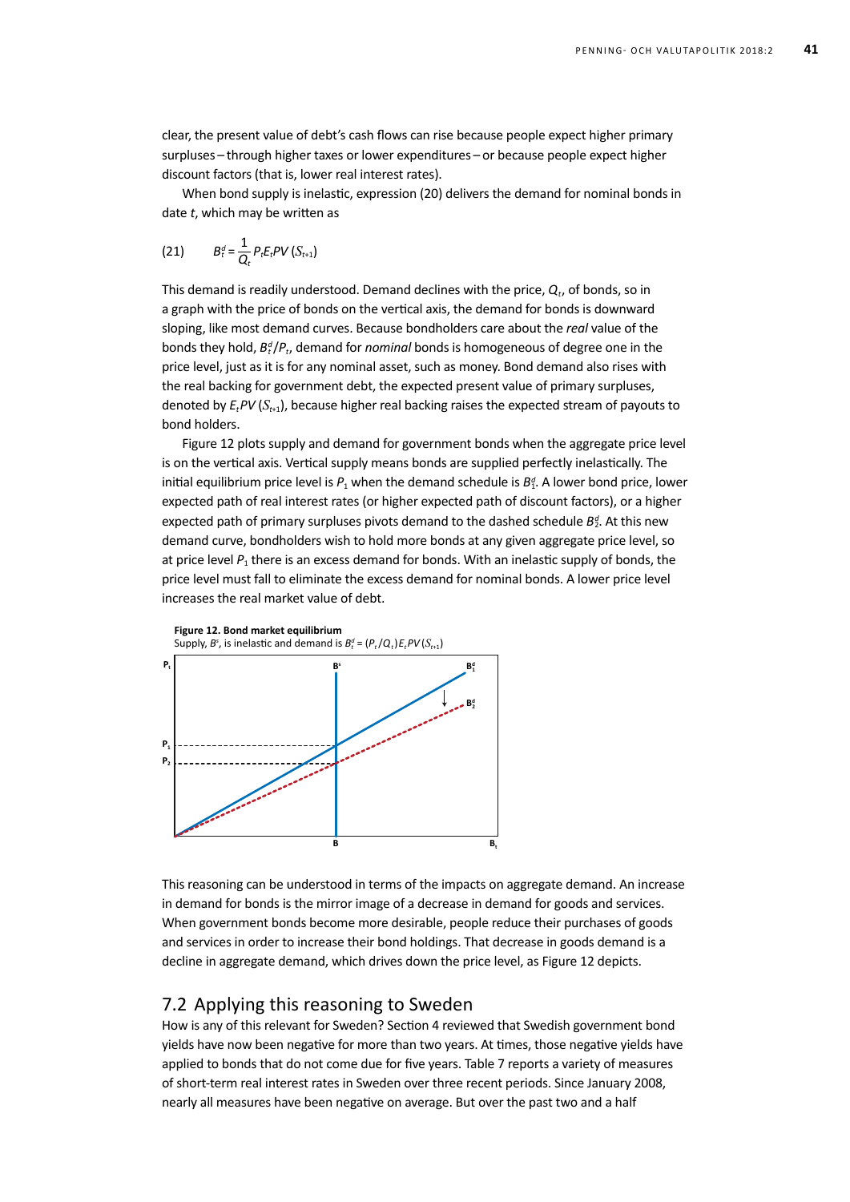clear, the present value of debt's cash flows can rise because people expect higher primary surpluses – through higher taxes or lower expenditures – or because people expect higher discount factors (that is, lower real interest rates).

When bond supply is inelastic, expression (20) delivers the demand for nominal bonds in date $t$, which may be written as

$$B_t^d = \frac{1}{Q_t} P_t E_t PV(S_{t+1}) \tag{21}$$

This demand is readily understood. Demand declines with the price, $Q_t$, of bonds, so in a graph with the price of bonds on the vertical axis, the demand for bonds is downward sloping, like most demand curves. Because bondholders care about the *real* value of the bonds they hold, $B_t^d/P_t$, demand for *nominal* bonds is homogeneous of degree one in the price level, just as it is for any nominal asset, such as money. Bond demand also rises with the real backing for government debt, the expected present value of primary surpluses, denoted by $E_t PV(S_{t+1})$, because higher real backing raises the expected stream of payouts to bond holders.

Figure 12 plots supply and demand for government bonds when the aggregate price level is on the vertical axis. Vertical supply means bonds are supplied perfectly inelastically. The initial equilibrium price level is $P_1$ when the demand schedule is $B_1^d$. A lower bond price, lower expected path of real interest rates (or higher expected path of discount factors), or a higher expected path of primary surpluses pivots demand to the dashed schedule $B_2^d$. At this new demand curve, bondholders wish to hold more bonds at any given aggregate price level, so at price level $P_1$ there is an excess demand for bonds. With an inelastic supply of bonds, the price level must fall to eliminate the excess demand for nominal bonds. A lower price level increases the real market value of debt.

**Figure 12. Bond market equilibrium**
Supply, $B^s$, is inelastic and demand is $B_t^d = (P_t/Q_t)E_t PV(S_{t+1})$

This reasoning can be understood in terms of the impacts on aggregate demand. An increase in demand for bonds is the mirror image of a decrease in demand for goods and services. When government bonds become more desirable, people reduce their purchases of goods and services in order to increase their bond holdings. That decrease in goods demand is a decline in aggregate demand, which drives down the price level, as Figure 12 depicts.

## 7.2 Applying this reasoning to Sweden

How is any of this relevant for Sweden? Section 4 reviewed that Swedish government bond yields have now been negative for more than two years. At times, those negative yields have applied to bonds that do not come due for five years. Table 7 reports a variety of measures of short-term real interest rates in Sweden over three recent periods. Since January 2008, nearly all measures have been negative on average. But over the past two and a half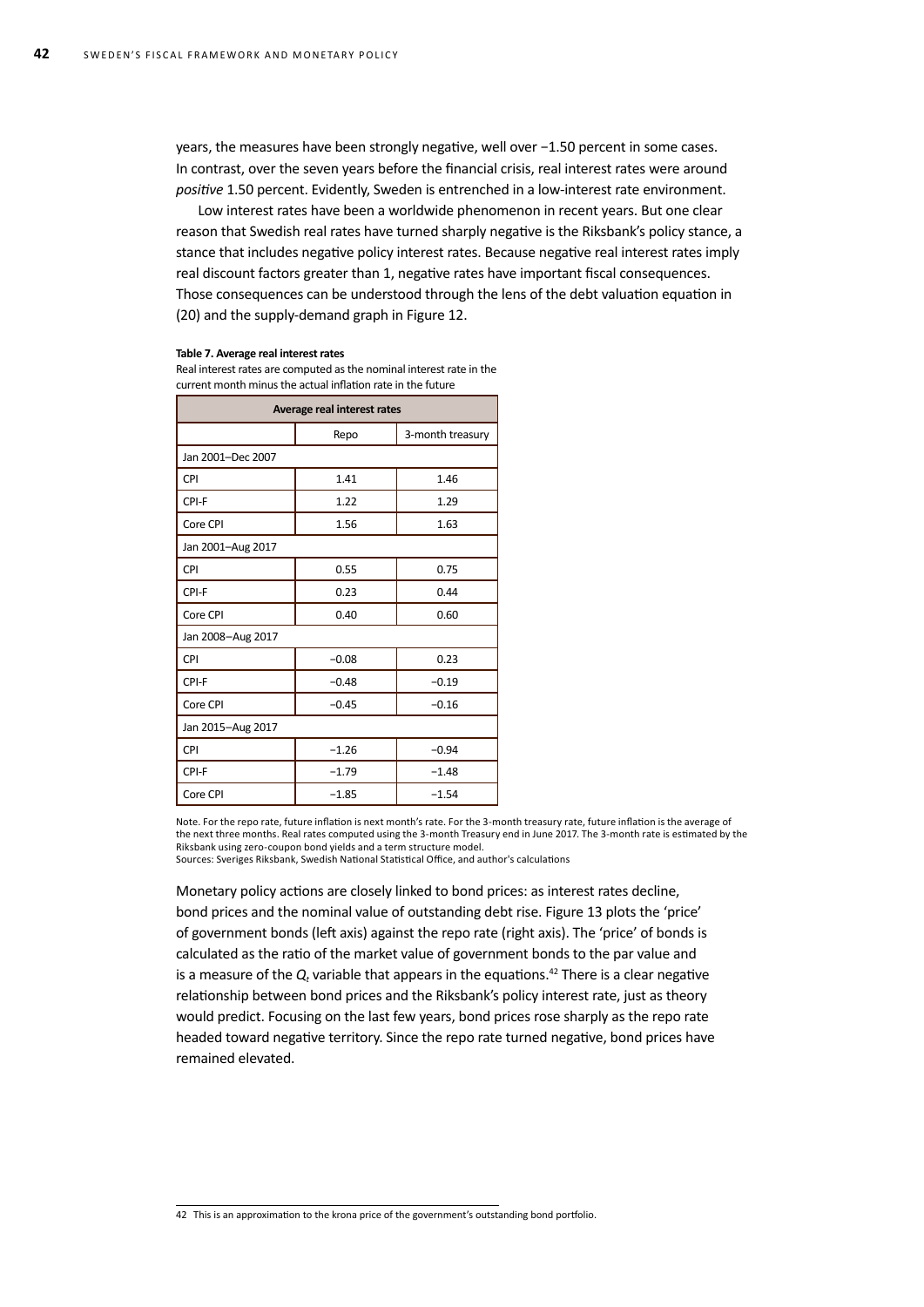years, the measures have been strongly negative, well over −1.50 percent in some cases. In contrast, over the seven years before the financial crisis, real interest rates were around *positive* 1.50 percent. Evidently, Sweden is entrenched in a low-interest rate environment.

Low interest rates have been a worldwide phenomenon in recent years. But one clear reason that Swedish real rates have turned sharply negative is the Riksbank's policy stance, a stance that includes negative policy interest rates. Because negative real interest rates imply real discount factors greater than 1, negative rates have important fiscal consequences. Those consequences can be understood through the lens of the debt valuation equation in (20) and the supply-demand graph in Figure 12.

**Table 7. Average real interest rates**

Real interest rates are computed as the nominal interest rate in the current month minus the actual inflation rate in the future

| Average real interest rates | | |
|---|---|---|
| | Repo | 3-month treasury |
| Jan 2001–Dec 2007 | | |
| CPI | 1.41 | 1.46 |
| CPI-F | 1.22 | 1.29 |
| Core CPI | 1.56 | 1.63 |
| Jan 2001–Aug 2017 | | |
| CPI | 0.55 | 0.75 |
| CPI-F | 0.23 | 0.44 |
| Core CPI | 0.40 | 0.60 |
| Jan 2008–Aug 2017 | | |
| CPI | −0.08 | 0.23 |
| CPI-F | −0.48 | −0.19 |
| Core CPI | −0.45 | −0.16 |
| Jan 2015–Aug 2017 | | |
| CPI | −1.26 | −0.94 |
| CPI-F | −1.79 | −1.48 |
| Core CPI | −1.85 | −1.54 |

Note. For the repo rate, future inflation is next month's rate. For the 3-month treasury rate, future inflation is the average of the next three months. Real rates computed using the 3-month Treasury end in June 2017. The 3-month rate is estimated by the Riksbank using zero-coupon bond yields and a term structure model.
Sources: Sveriges Riksbank, Swedish National Statistical Office, and author's calculations

Monetary policy actions are closely linked to bond prices: as interest rates decline, bond prices and the nominal value of outstanding debt rise. Figure 13 plots the 'price' of government bonds (left axis) against the repo rate (right axis). The 'price' of bonds is calculated as the ratio of the market value of government bonds to the par value and is a measure of the $Q_t$ variable that appears in the equations.[42] There is a clear negative relationship between bond prices and the Riksbank's policy interest rate, just as theory would predict. Focusing on the last few years, bond prices rose sharply as the repo rate headed toward negative territory. Since the repo rate turned negative, bond prices have remained elevated.

42 This is an approximation to the krona price of the government's outstanding bond portfolio.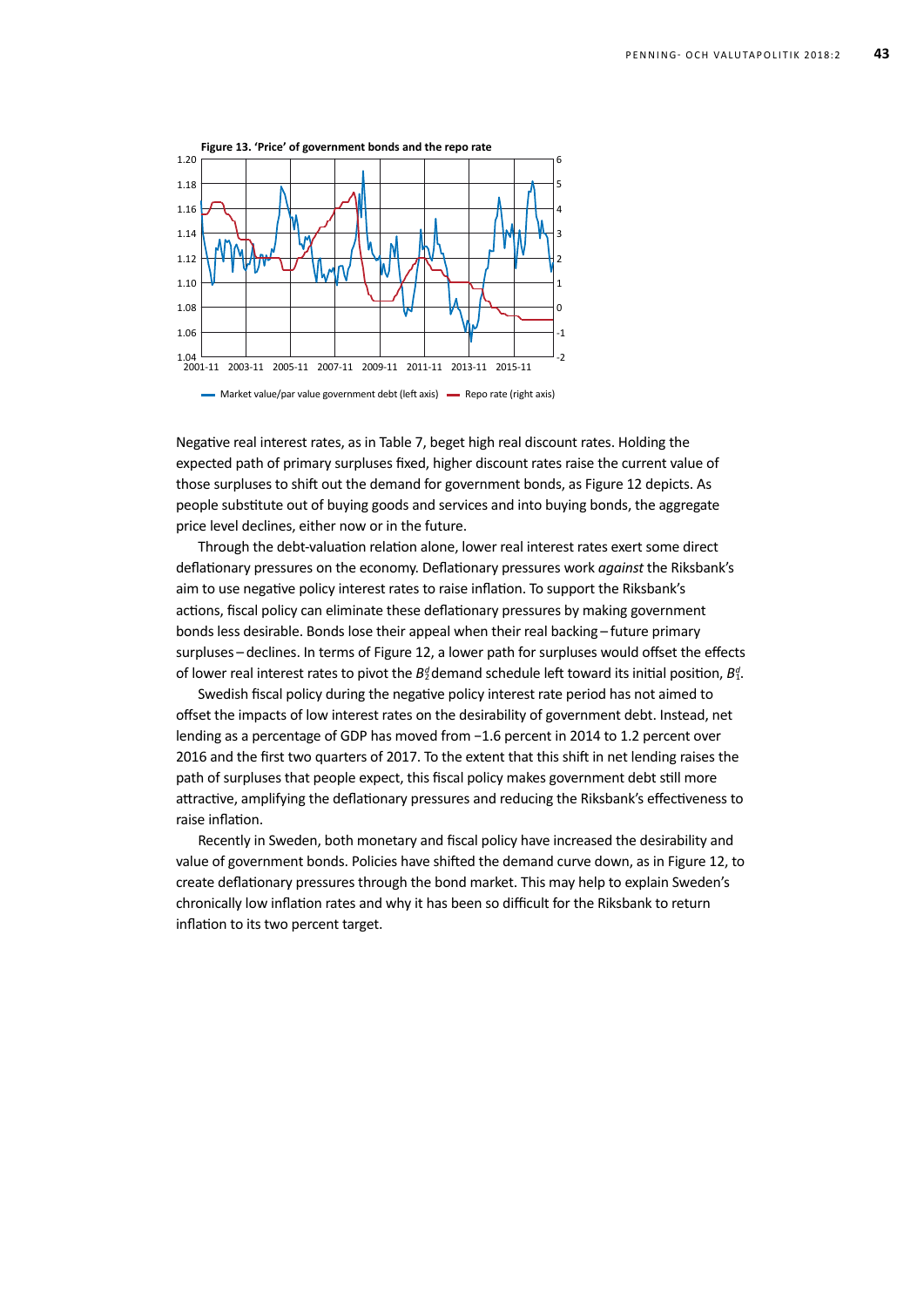**Figure 13. 'Price' of government bonds and the repo rate**

Market value/par value government debt (left axis) — Repo rate (right axis)

Negative real interest rates, as in Table 7, beget high real discount rates. Holding the expected path of primary surpluses fixed, higher discount rates raise the current value of those surpluses to shift out the demand for government bonds, as Figure 12 depicts. As people substitute out of buying goods and services and into buying bonds, the aggregate price level declines, either now or in the future.

Through the debt-valuation relation alone, lower real interest rates exert some direct deflationary pressures on the economy. Deflationary pressures work *against* the Riksbank's aim to use negative policy interest rates to raise inflation. To support the Riksbank's actions, fiscal policy can eliminate these deflationary pressures by making government bonds less desirable. Bonds lose their appeal when their real backing – future primary surpluses – declines. In terms of Figure 12, a lower path for surpluses would offset the effects of lower real interest rates to pivot the $B_2^d$ demand schedule left toward its initial position, $B_1^d$.

Swedish fiscal policy during the negative policy interest rate period has not aimed to offset the impacts of low interest rates on the desirability of government debt. Instead, net lending as a percentage of GDP has moved from −1.6 percent in 2014 to 1.2 percent over 2016 and the first two quarters of 2017. To the extent that this shift in net lending raises the path of surpluses that people expect, this fiscal policy makes government debt still more attractive, amplifying the deflationary pressures and reducing the Riksbank's effectiveness to raise inflation.

Recently in Sweden, both monetary and fiscal policy have increased the desirability and value of government bonds. Policies have shifted the demand curve down, as in Figure 12, to create deflationary pressures through the bond market. This may help to explain Sweden's chronically low inflation rates and why it has been so difficult for the Riksbank to return inflation to its two percent target.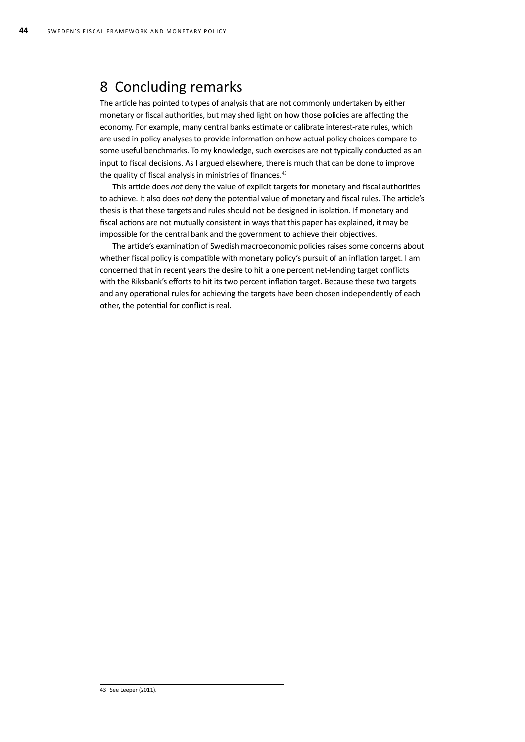# 8 Concluding remarks

The article has pointed to types of analysis that are not commonly undertaken by either monetary or fiscal authorities, but may shed light on how those policies are affecting the economy. For example, many central banks estimate or calibrate interest-rate rules, which are used in policy analyses to provide information on how actual policy choices compare to some useful benchmarks. To my knowledge, such exercises are not typically conducted as an input to fiscal decisions. As I argued elsewhere, there is much that can be done to improve the quality of fiscal analysis in ministries of finances.[43]

This article does *not* deny the value of explicit targets for monetary and fiscal authorities to achieve. It also does *not* deny the potential value of monetary and fiscal rules. The article's thesis is that these targets and rules should not be designed in isolation. If monetary and fiscal actions are not mutually consistent in ways that this paper has explained, it may be impossible for the central bank and the government to achieve their objectives.

The article's examination of Swedish macroeconomic policies raises some concerns about whether fiscal policy is compatible with monetary policy's pursuit of an inflation target. I am concerned that in recent years the desire to hit a one percent net-lending target conflicts with the Riksbank's efforts to hit its two percent inflation target. Because these two targets and any operational rules for achieving the targets have been chosen independently of each other, the potential for conflict is real.

---

43 See Leeper (2011).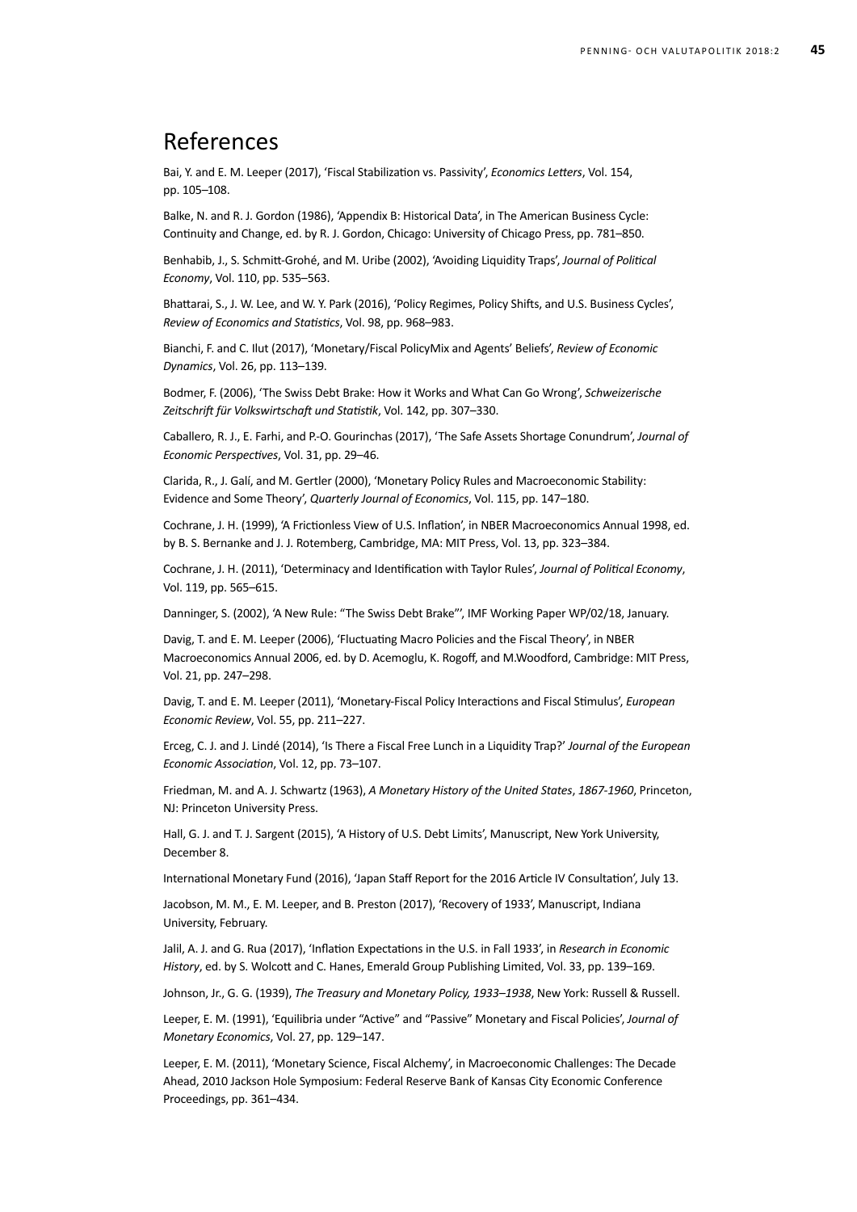# References

Bai, Y. and E. M. Leeper (2017), 'Fiscal Stabilization vs. Passivity', *Economics Letters*, Vol. 154, pp. 105–108.

Balke, N. and R. J. Gordon (1986), 'Appendix B: Historical Data', in The American Business Cycle: Continuity and Change, ed. by R. J. Gordon, Chicago: University of Chicago Press, pp. 781–850.

Benhabib, J., S. Schmitt-Grohé, and M. Uribe (2002), 'Avoiding Liquidity Traps', *Journal of Political Economy*, Vol. 110, pp. 535–563.

Bhattarai, S., J. W. Lee, and W. Y. Park (2016), 'Policy Regimes, Policy Shifts, and U.S. Business Cycles', *Review of Economics and Statistics*, Vol. 98, pp. 968–983.

Bianchi, F. and C. Ilut (2017), 'Monetary/Fiscal PolicyMix and Agents' Beliefs', *Review of Economic Dynamics*, Vol. 26, pp. 113–139.

Bodmer, F. (2006), 'The Swiss Debt Brake: How it Works and What Can Go Wrong', *Schweizerische Zeitschrift für Volkswirtschaft und Statistik*, Vol. 142, pp. 307–330.

Caballero, R. J., E. Farhi, and P.-O. Gourinchas (2017), 'The Safe Assets Shortage Conundrum', *Journal of Economic Perspectives*, Vol. 31, pp. 29–46.

Clarida, R., J. Galí, and M. Gertler (2000), 'Monetary Policy Rules and Macroeconomic Stability: Evidence and Some Theory', *Quarterly Journal of Economics*, Vol. 115, pp. 147–180.

Cochrane, J. H. (1999), 'A Frictionless View of U.S. Inflation', in NBER Macroeconomics Annual 1998, ed. by B. S. Bernanke and J. J. Rotemberg, Cambridge, MA: MIT Press, Vol. 13, pp. 323–384.

Cochrane, J. H. (2011), 'Determinacy and Identification with Taylor Rules', *Journal of Political Economy*, Vol. 119, pp. 565–615.

Danninger, S. (2002), 'A New Rule: "The Swiss Debt Brake"', IMF Working Paper WP/02/18, January.

Davig, T. and E. M. Leeper (2006), 'Fluctuating Macro Policies and the Fiscal Theory', in NBER Macroeconomics Annual 2006, ed. by D. Acemoglu, K. Rogoff, and M.Woodford, Cambridge: MIT Press, Vol. 21, pp. 247–298.

Davig, T. and E. M. Leeper (2011), 'Monetary-Fiscal Policy Interactions and Fiscal Stimulus', *European Economic Review*, Vol. 55, pp. 211–227.

Erceg, C. J. and J. Lindé (2014), 'Is There a Fiscal Free Lunch in a Liquidity Trap?' *Journal of the European Economic Association*, Vol. 12, pp. 73–107.

Friedman, M. and A. J. Schwartz (1963), *A Monetary History of the United States*, *1867-1960*, Princeton, NJ: Princeton University Press.

Hall, G. J. and T. J. Sargent (2015), 'A History of U.S. Debt Limits', Manuscript, New York University, December 8.

International Monetary Fund (2016), 'Japan Staff Report for the 2016 Article IV Consultation', July 13.

Jacobson, M. M., E. M. Leeper, and B. Preston (2017), 'Recovery of 1933', Manuscript, Indiana University, February.

Jalil, A. J. and G. Rua (2017), 'Inflation Expectations in the U.S. in Fall 1933', in *Research in Economic History*, ed. by S. Wolcott and C. Hanes, Emerald Group Publishing Limited, Vol. 33, pp. 139–169.

Johnson, Jr., G. G. (1939), *The Treasury and Monetary Policy, 1933–1938*, New York: Russell & Russell.

Leeper, E. M. (1991), 'Equilibria under "Active" and "Passive" Monetary and Fiscal Policies', *Journal of Monetary Economics*, Vol. 27, pp. 129–147.

Leeper, E. M. (2011), 'Monetary Science, Fiscal Alchemy', in Macroeconomic Challenges: The Decade Ahead, 2010 Jackson Hole Symposium: Federal Reserve Bank of Kansas City Economic Conference Proceedings, pp. 361–434.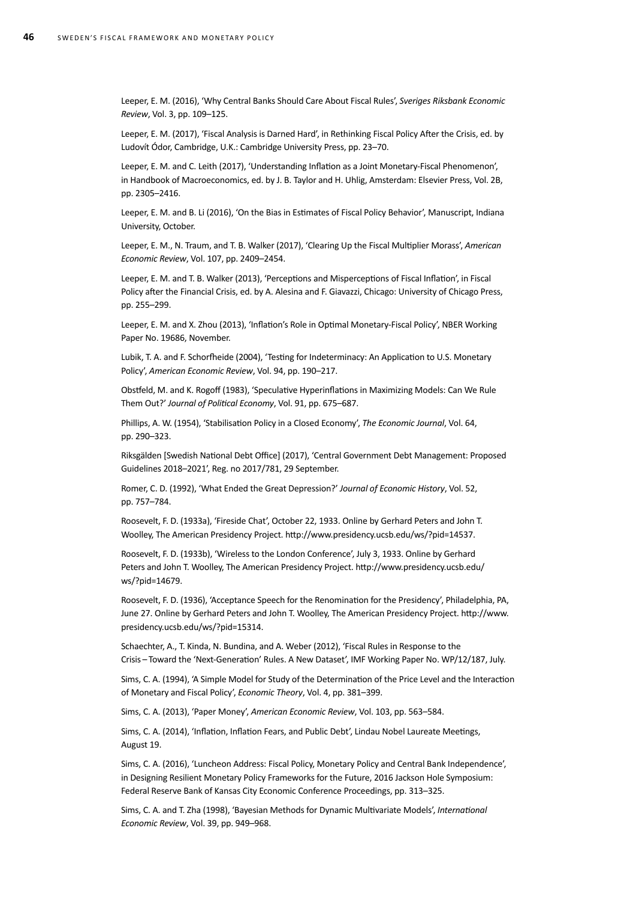Leeper, E. M. (2016), 'Why Central Banks Should Care About Fiscal Rules', *Sveriges Riksbank Economic Review*, Vol. 3, pp. 109–125.

Leeper, E. M. (2017), 'Fiscal Analysis is Darned Hard', in Rethinking Fiscal Policy After the Crisis, ed. by Ludovít Ódor, Cambridge, U.K.: Cambridge University Press, pp. 23–70.

Leeper, E. M. and C. Leith (2017), 'Understanding Inflation as a Joint Monetary-Fiscal Phenomenon', in Handbook of Macroeconomics, ed. by J. B. Taylor and H. Uhlig, Amsterdam: Elsevier Press, Vol. 2B, pp. 2305–2416.

Leeper, E. M. and B. Li (2016), 'On the Bias in Estimates of Fiscal Policy Behavior', Manuscript, Indiana University, October.

Leeper, E. M., N. Traum, and T. B. Walker (2017), 'Clearing Up the Fiscal Multiplier Morass', *American Economic Review*, Vol. 107, pp. 2409–2454.

Leeper, E. M. and T. B. Walker (2013), 'Perceptions and Misperceptions of Fiscal Inflation', in Fiscal Policy after the Financial Crisis, ed. by A. Alesina and F. Giavazzi, Chicago: University of Chicago Press, pp. 255–299.

Leeper, E. M. and X. Zhou (2013), 'Inflation's Role in Optimal Monetary-Fiscal Policy', NBER Working Paper No. 19686, November.

Lubik, T. A. and F. Schorfheide (2004), 'Testing for Indeterminacy: An Application to U.S. Monetary Policy', *American Economic Review*, Vol. 94, pp. 190–217.

Obstfeld, M. and K. Rogoff (1983), 'Speculative Hyperinflations in Maximizing Models: Can We Rule Them Out?' *Journal of Political Economy*, Vol. 91, pp. 675–687.

Phillips, A. W. (1954), 'Stabilisation Policy in a Closed Economy', *The Economic Journal*, Vol. 64, pp. 290–323.

Riksgälden [Swedish National Debt Office] (2017), 'Central Government Debt Management: Proposed Guidelines 2018–2021', Reg. no 2017/781, 29 September.

Romer, C. D. (1992), 'What Ended the Great Depression?' *Journal of Economic History*, Vol. 52, pp. 757–784.

Roosevelt, F. D. (1933a), 'Fireside Chat', October 22, 1933. Online by Gerhard Peters and John T. Woolley, The American Presidency Project. http://www.presidency.ucsb.edu/ws/?pid=14537.

Roosevelt, F. D. (1933b), 'Wireless to the London Conference', July 3, 1933. Online by Gerhard Peters and John T. Woolley, The American Presidency Project. http://www.presidency.ucsb.edu/ws/?pid=14679.

Roosevelt, F. D. (1936), 'Acceptance Speech for the Renomination for the Presidency', Philadelphia, PA, June 27. Online by Gerhard Peters and John T. Woolley, The American Presidency Project. http://www.presidency.ucsb.edu/ws/?pid=15314.

Schaechter, A., T. Kinda, N. Bundina, and A. Weber (2012), 'Fiscal Rules in Response to the Crisis – Toward the 'Next-Generation' Rules. A New Dataset', IMF Working Paper No. WP/12/187, July.

Sims, C. A. (1994), 'A Simple Model for Study of the Determination of the Price Level and the Interaction of Monetary and Fiscal Policy', *Economic Theory*, Vol. 4, pp. 381–399.

Sims, C. A. (2013), 'Paper Money', *American Economic Review*, Vol. 103, pp. 563–584.

Sims, C. A. (2014), 'Inflation, Inflation Fears, and Public Debt', Lindau Nobel Laureate Meetings, August 19.

Sims, C. A. (2016), 'Luncheon Address: Fiscal Policy, Monetary Policy and Central Bank Independence', in Designing Resilient Monetary Policy Frameworks for the Future, 2016 Jackson Hole Symposium: Federal Reserve Bank of Kansas City Economic Conference Proceedings, pp. 313–325.

Sims, C. A. and T. Zha (1998), 'Bayesian Methods for Dynamic Multivariate Models', *International Economic Review*, Vol. 39, pp. 949–968.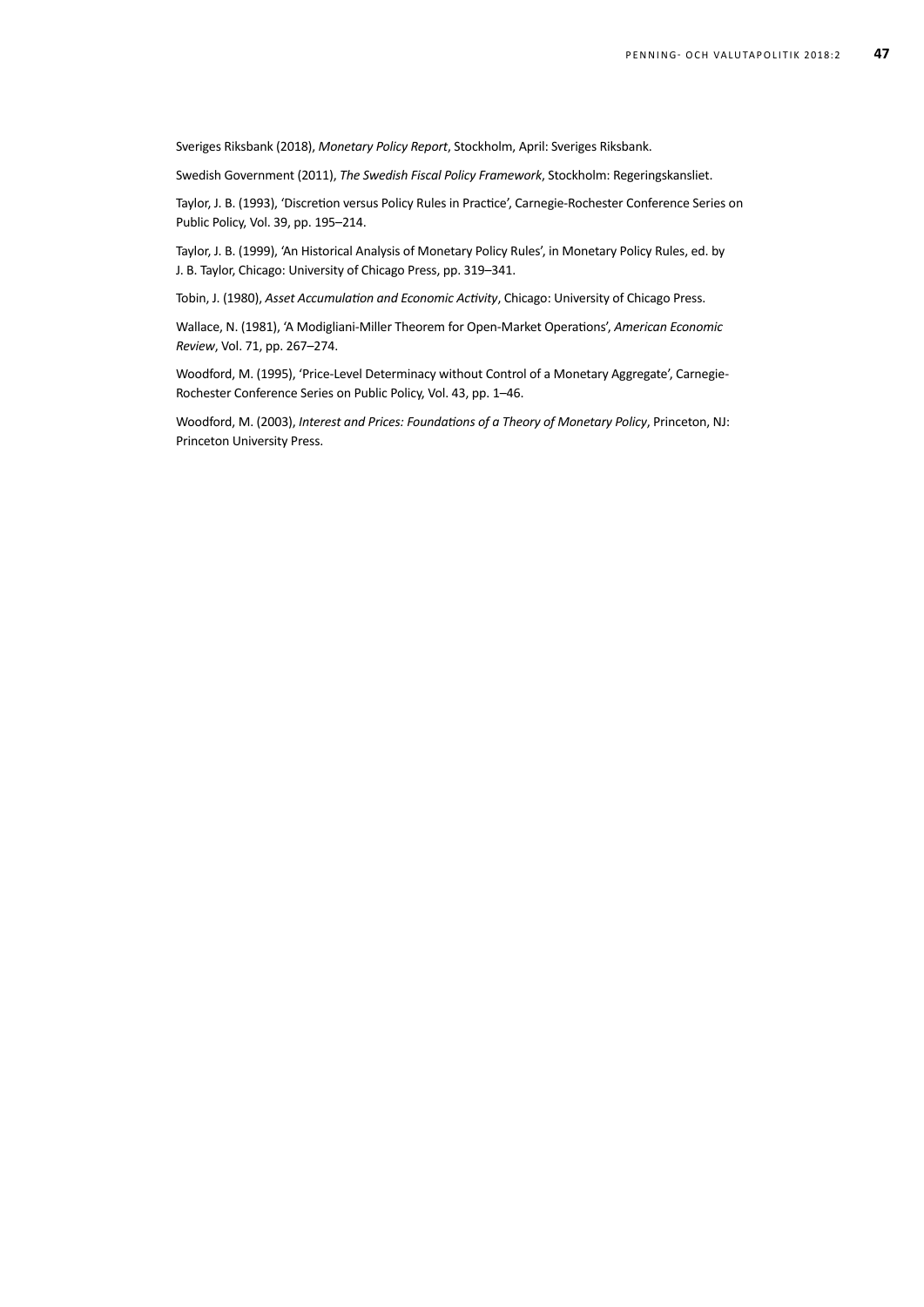Sveriges Riksbank (2018), *Monetary Policy Report*, Stockholm, April: Sveriges Riksbank.

Swedish Government (2011), *The Swedish Fiscal Policy Framework*, Stockholm: Regeringskansliet.

Taylor, J. B. (1993), 'Discretion versus Policy Rules in Practice', Carnegie-Rochester Conference Series on Public Policy, Vol. 39, pp. 195–214.

Taylor, J. B. (1999), 'An Historical Analysis of Monetary Policy Rules', in Monetary Policy Rules, ed. by J. B. Taylor, Chicago: University of Chicago Press, pp. 319–341.

Tobin, J. (1980), *Asset Accumulation and Economic Activity*, Chicago: University of Chicago Press.

Wallace, N. (1981), 'A Modigliani-Miller Theorem for Open-Market Operations', *American Economic Review*, Vol. 71, pp. 267–274.

Woodford, M. (1995), 'Price-Level Determinacy without Control of a Monetary Aggregate', Carnegie-Rochester Conference Series on Public Policy, Vol. 43, pp. 1–46.

Woodford, M. (2003), *Interest and Prices: Foundations of a Theory of Monetary Policy*, Princeton, NJ: Princeton University Press.